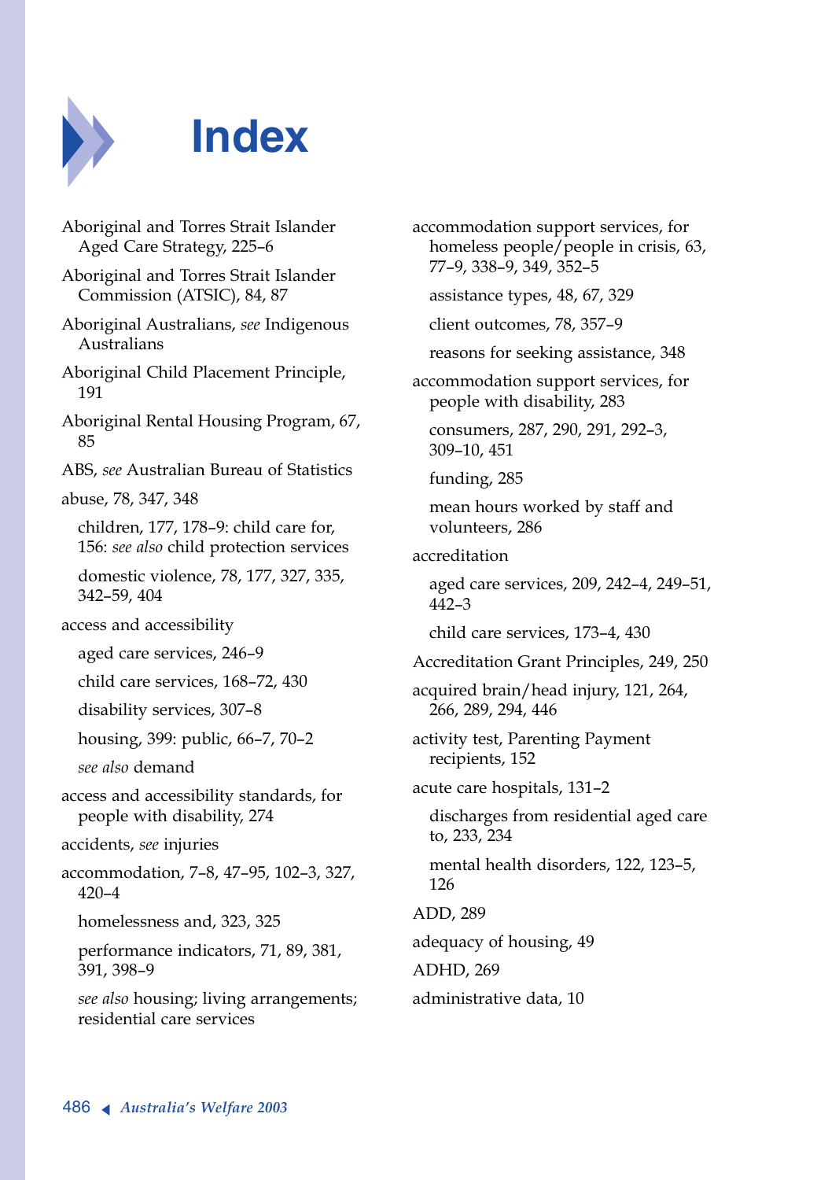# Index

Aboriginal and Torres Strait Islander Aged Care Strategy, 225–6

Aboriginal and Torres Strait Islander Commission (ATSIC), 84, 87

Aboriginal Australians, *see* Indigenous Australians

Aboriginal Child Placement Principle, 191

Aboriginal Rental Housing Program, 67, 85

ABS, *see* Australian Bureau of Statistics

abuse, 78, 347, 348

- children, 177, 178–9: child care for, 156: *see also* child protection services
- domestic violence, 78, 177, 327, 335, 342–59, 404

access and accessibility

- aged care services, 246–9
- child care services, 168–72, 430
- disability services, 307–8
- housing, 399: public, 66–7, 70–2
- *see also* demand

access and accessibility standards, for people with disability, 274

accidents, *see* injuries

accommodation, 7–8, 47–95, 102–3, 327, 420–4

- homelessness and, 323, 325
- performance indicators, 71, 89, 381, 391, 398–9
- *see also* housing; living arrangements; residential care services

accommodation support services, for homeless people/people in crisis, 63, 77–9, 338–9, 349, 352–5

- assistance types, 48, 67, 329
- client outcomes, 78, 357–9
- reasons for seeking assistance, 348

accommodation support services, for people with disability, 283

- consumers, 287, 290, 291, 292–3, 309–10, 451
- funding, 285
- mean hours worked by staff and volunteers, 286

accreditation

- aged care services, 209, 242–4, 249–51, 442–3
- child care services, 173–4, 430

Accreditation Grant Principles, 249, 250

acquired brain/head injury, 121, 264, 266, 289, 294, 446

activity test, Parenting Payment recipients, 152

acute care hospitals, 131–2

- discharges from residential aged care to, 233, 234
- mental health disorders, 122, 123–5, 126

ADD, 289

adequacy of housing, 49

ADHD, 269

administrative data, 10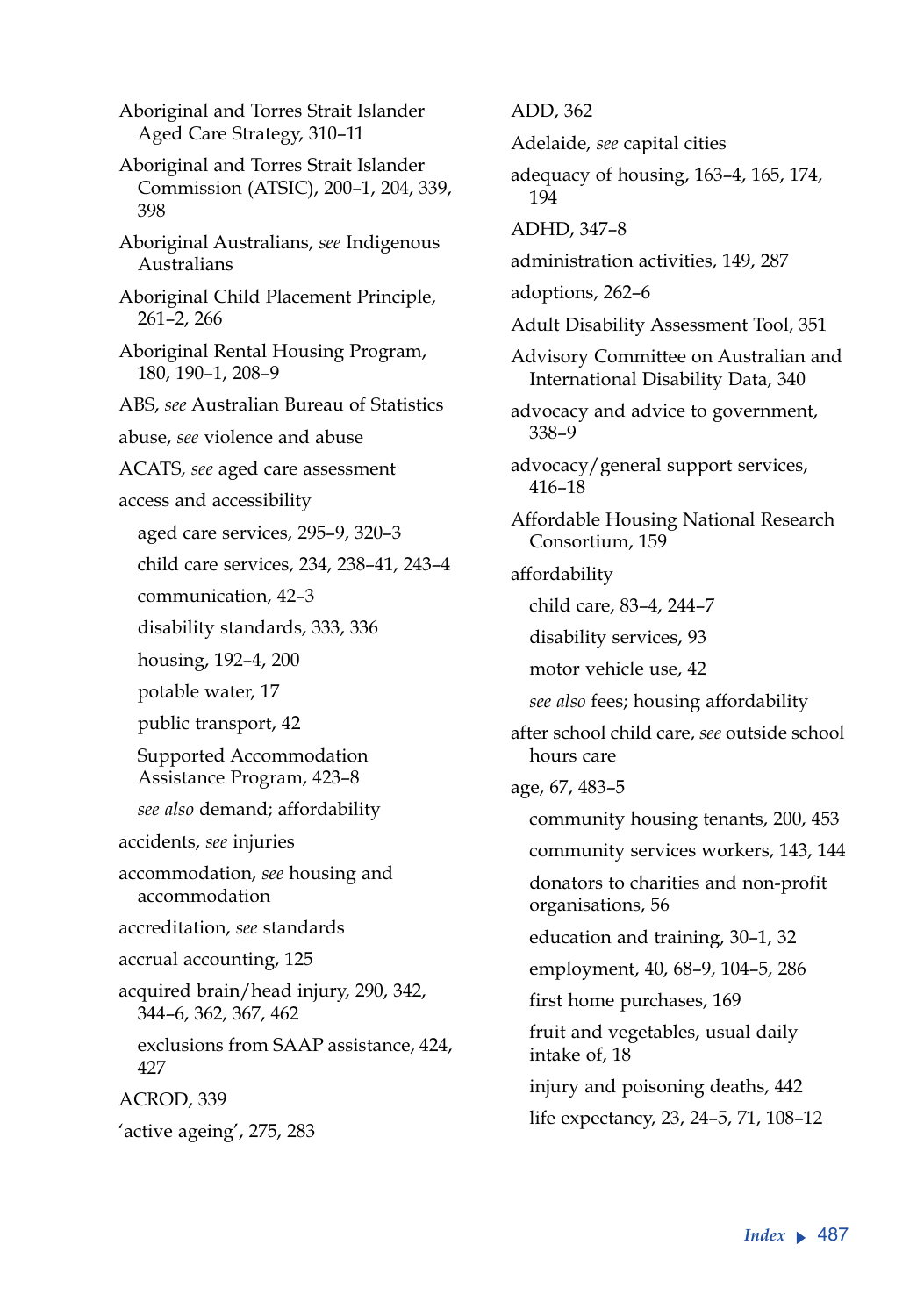Aboriginal and Torres Strait Islander Aged Care Strategy, 310–11

Aboriginal and Torres Strait Islander Commission (ATSIC), 200–1, 204, 339, 398

Aboriginal Australians, *see* Indigenous Australians

Aboriginal Child Placement Principle, 261–2, 266

Aboriginal Rental Housing Program, 180, 190–1, 208–9

ABS, *see* Australian Bureau of Statistics

abuse, *see* violence and abuse

ACATS, *see* aged care assessment

access and accessibility

- aged care services, 295–9, 320–3
- child care services, 234, 238–41, 243–4
- communication, 42–3
- disability standards, 333, 336
- housing, 192–4, 200
- potable water, 17
- public transport, 42
- Supported Accommodation Assistance Program, 423–8
- *see also* demand; affordability

accidents, *see* injuries

accommodation, *see* housing and accommodation

accreditation, *see* standards

accrual accounting, 125

acquired brain/head injury, 290, 342, 344–6, 362, 367, 462

- exclusions from SAAP assistance, 424, 427

ACROD, 339

'active ageing', 275, 283

ADD, 362

Adelaide, *see* capital cities

adequacy of housing, 163–4, 165, 174, 194

ADHD, 347–8

administration activities, 149, 287

adoptions, 262–6

Adult Disability Assessment Tool, 351

Advisory Committee on Australian and International Disability Data, 340

advocacy and advice to government, 338–9

advocacy/general support services, 416–18

Affordable Housing National Research Consortium, 159

affordability

- child care, 83–4, 244–7
- disability services, 93
- motor vehicle use, 42
- *see also* fees; housing affordability

after school child care, *see* outside school hours care

age, 67, 483–5

- community housing tenants, 200, 453
- community services workers, 143, 144
- donators to charities and non-profit organisations, 56
- education and training, 30–1, 32
- employment, 40, 68–9, 104–5, 286
- first home purchases, 169
- fruit and vegetables, usual daily intake of, 18
- injury and poisoning deaths, 442
- life expectancy, 23, 24–5, 71, 108–12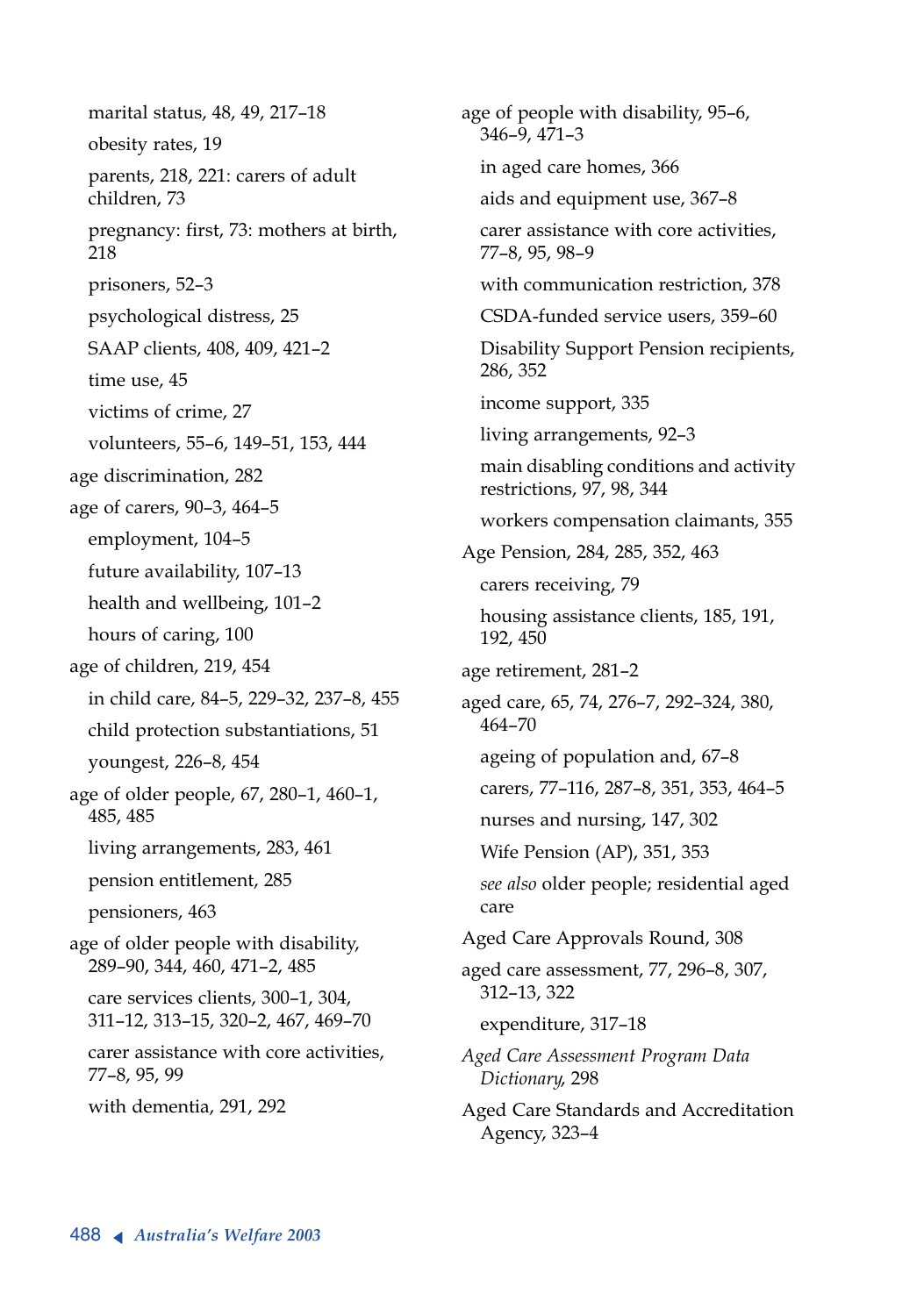marital status, 48, 49, 217–18

obesity rates, 19

parents, 218, 221: carers of adult children, 73

pregnancy: first, 73: mothers at birth, 218

prisoners, 52–3

psychological distress, 25

SAAP clients, 408, 409, 421–2

time use, 45

victims of crime, 27

volunteers, 55–6, 149–51, 153, 444

age discrimination, 282

age of carers, 90–3, 464–5

employment, 104–5

future availability, 107–13

health and wellbeing, 101–2

hours of caring, 100

age of children, 219, 454

in child care, 84–5, 229–32, 237–8, 455

child protection substantiations, 51

youngest, 226–8, 454

age of older people, 67, 280–1, 460–1, 485, 485

living arrangements, 283, 461

pension entitlement, 285

pensioners, 463

age of older people with disability, 289–90, 344, 460, 471–2, 485

care services clients, 300–1, 304, 311–12, 313–15, 320–2, 467, 469–70

carer assistance with core activities, 77–8, 95, 99

with dementia, 291, 292

age of people with disability, 95–6, 346–9, 471–3

in aged care homes, 366

aids and equipment use, 367–8

carer assistance with core activities, 77–8, 95, 98–9

with communication restriction, 378

CSDA-funded service users, 359–60

Disability Support Pension recipients, 286, 352

income support, 335

living arrangements, 92–3

main disabling conditions and activity restrictions, 97, 98, 344

workers compensation claimants, 355

Age Pension, 284, 285, 352, 463

carers receiving, 79

housing assistance clients, 185, 191, 192, 450

age retirement, 281–2

aged care, 65, 74, 276–7, 292–324, 380, 464–70

ageing of population and, 67–8

carers, 77–116, 287–8, 351, 353, 464–5

nurses and nursing, 147, 302

Wife Pension (AP), 351, 353

*see also* older people; residential aged care

Aged Care Approvals Round, 308

aged care assessment, 77, 296–8, 307, 312–13, 322

expenditure, 317–18

*Aged Care Assessment Program Data Dictionary*, 298

Aged Care Standards and Accreditation Agency, 323–4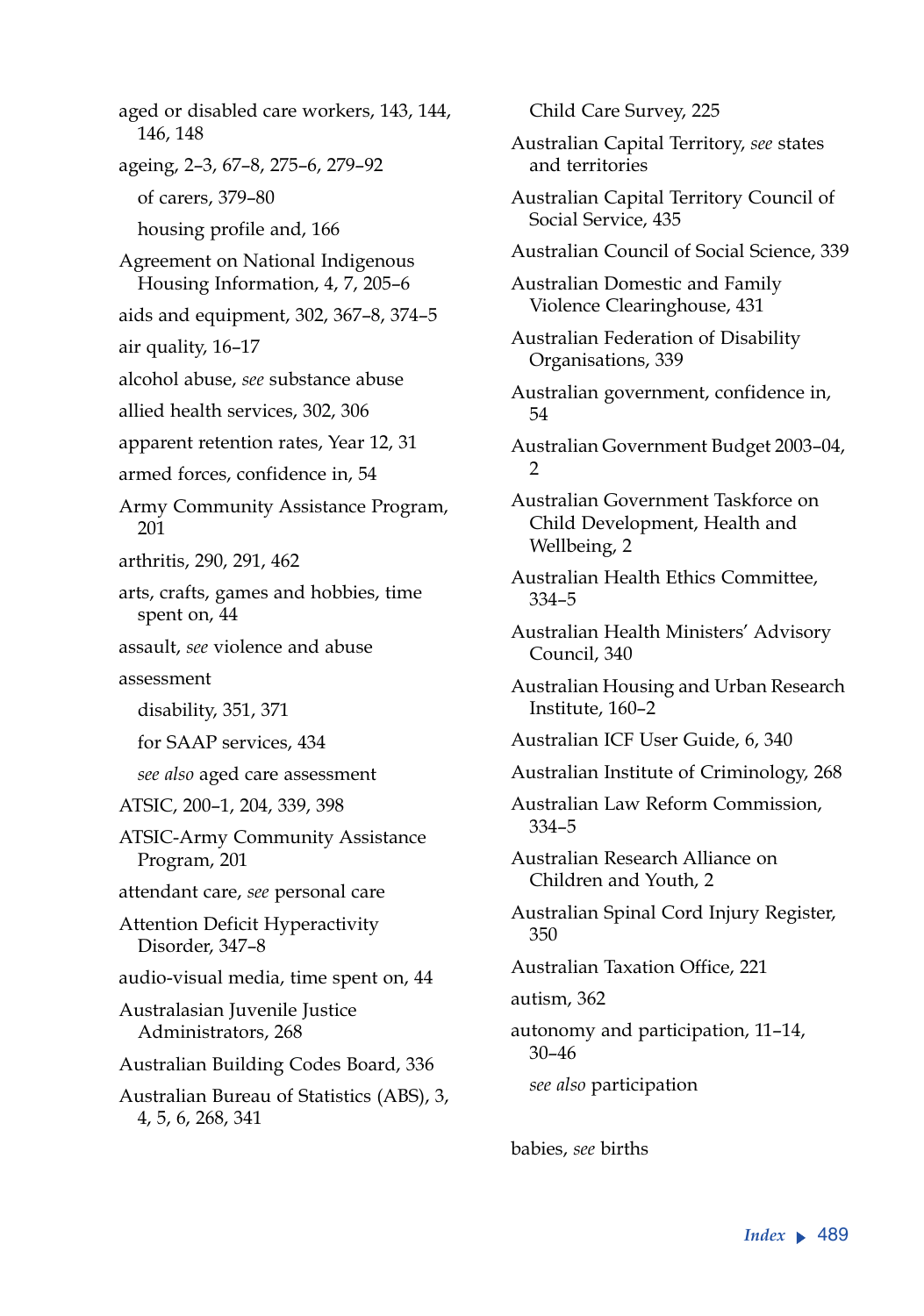aged or disabled care workers, 143, 144, 146, 148

ageing, 2–3, 67–8, 275–6, 279–92

- of carers, 379–80
- housing profile and, 166

Agreement on National Indigenous Housing Information, 4, 7, 205–6

aids and equipment, 302, 367–8, 374–5

air quality, 16–17

alcohol abuse, *see* substance abuse

allied health services, 302, 306

apparent retention rates, Year 12, 31

armed forces, confidence in, 54

Army Community Assistance Program, 201

arthritis, 290, 291, 462

arts, crafts, games and hobbies, time spent on, 44

assault, *see* violence and abuse

assessment

- disability, 351, 371
- for SAAP services, 434
- *see also* aged care assessment

ATSIC, 200–1, 204, 339, 398

ATSIC-Army Community Assistance Program, 201

attendant care, *see* personal care

Attention Deficit Hyperactivity Disorder, 347–8

audio-visual media, time spent on, 44

Australasian Juvenile Justice Administrators, 268

Australian Building Codes Board, 336

Australian Bureau of Statistics (ABS), 3, 4, 5, 6, 268, 341

- Child Care Survey, 225

Australian Capital Territory, *see* states and territories

Australian Capital Territory Council of Social Service, 435

Australian Council of Social Science, 339

Australian Domestic and Family Violence Clearinghouse, 431

Australian Federation of Disability Organisations, 339

Australian government, confidence in, 54

Australian Government Budget 2003–04, 2

Australian Government Taskforce on Child Development, Health and Wellbeing, 2

Australian Health Ethics Committee, 334–5

Australian Health Ministers' Advisory Council, 340

Australian Housing and Urban Research Institute, 160–2

Australian ICF User Guide, 6, 340

Australian Institute of Criminology, 268

Australian Law Reform Commission, 334–5

Australian Research Alliance on Children and Youth, 2

Australian Spinal Cord Injury Register, 350

Australian Taxation Office, 221

autism, 362

autonomy and participation, 11–14, 30–46

- *see also* participation

babies, *see* births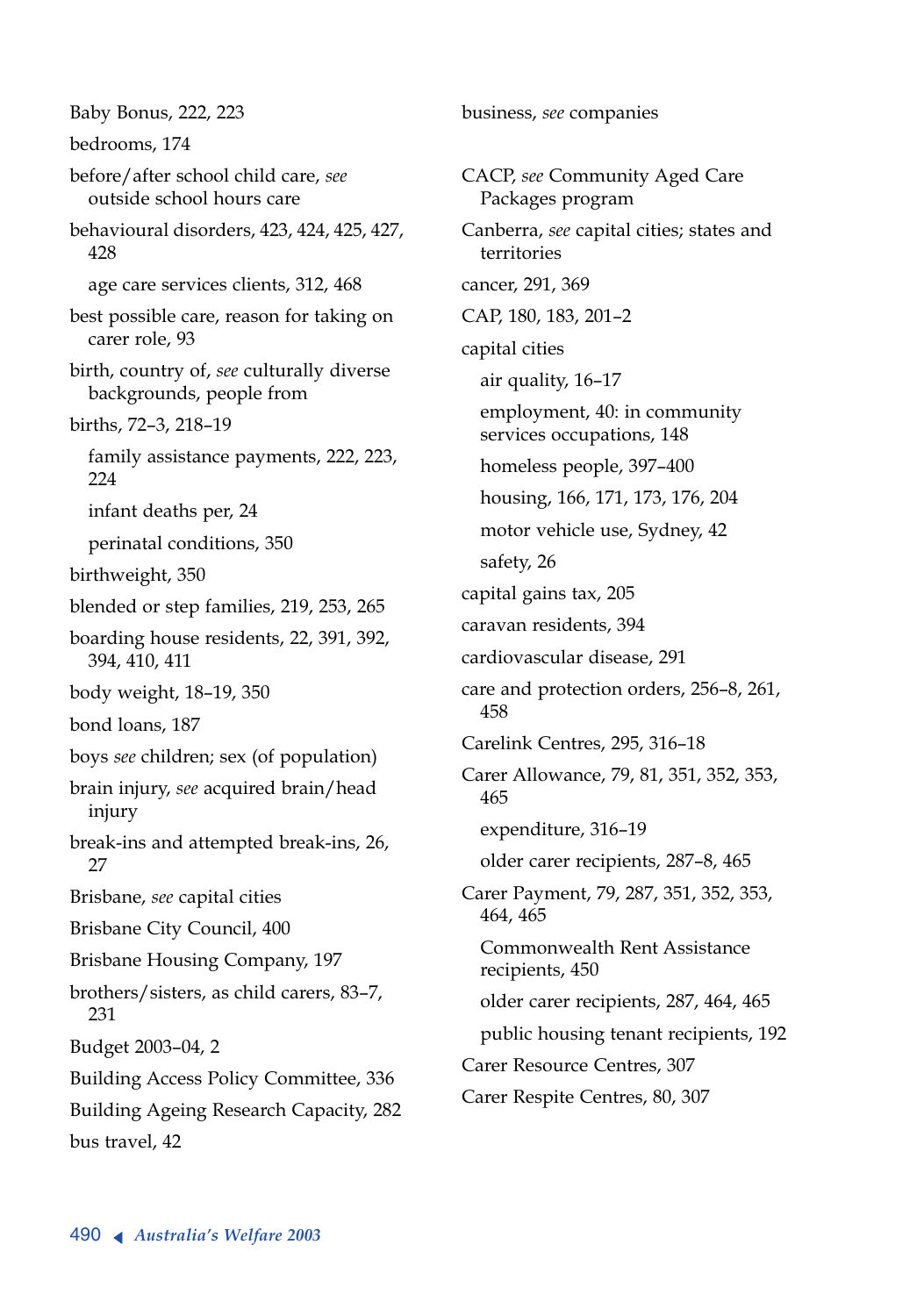Baby Bonus, 222, 223

bedrooms, 174

before/after school child care, *see* outside school hours care

behavioural disorders, 423, 424, 425, 427, 428

  age care services clients, 312, 468

best possible care, reason for taking on carer role, 93

birth, country of, *see* culturally diverse backgrounds, people from

births, 72–3, 218–19

  family assistance payments, 222, 223, 224

  infant deaths per, 24

  perinatal conditions, 350

birthweight, 350

blended or step families, 219, 253, 265

boarding house residents, 22, 391, 392, 394, 410, 411

body weight, 18–19, 350

bond loans, 187

boys *see* children; sex (of population)

brain injury, *see* acquired brain/head injury

break-ins and attempted break-ins, 26, 27

Brisbane, *see* capital cities

Brisbane City Council, 400

Brisbane Housing Company, 197

brothers/sisters, as child carers, 83–7, 231

Budget 2003–04, 2

Building Access Policy Committee, 336

Building Ageing Research Capacity, 282

bus travel, 42

business, *see* companies

CACP, *see* Community Aged Care Packages program

Canberra, *see* capital cities; states and territories

cancer, 291, 369

CAP, 180, 183, 201–2

capital cities

  air quality, 16–17

  employment, 40: in community services occupations, 148

  homeless people, 397–400

  housing, 166, 171, 173, 176, 204

  motor vehicle use, Sydney, 42

  safety, 26

capital gains tax, 205

caravan residents, 394

cardiovascular disease, 291

care and protection orders, 256–8, 261, 458

Carelink Centres, 295, 316–18

Carer Allowance, 79, 81, 351, 352, 353, 465

  expenditure, 316–19

  older carer recipients, 287–8, 465

Carer Payment, 79, 287, 351, 352, 353, 464, 465

  Commonwealth Rent Assistance recipients, 450

  older carer recipients, 287, 464, 465

  public housing tenant recipients, 192

Carer Resource Centres, 307

Carer Respite Centres, 80, 307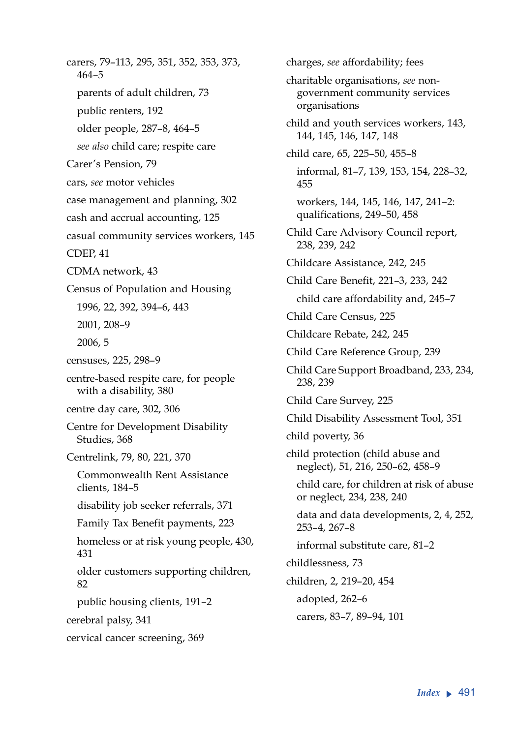carers, 79–113, 295, 351, 352, 353, 373, 464–5
- parents of adult children, 73
- public renters, 192
- older people, 287–8, 464–5
- *see also* child care; respite care

Carer's Pension, 79

cars, *see* motor vehicles

case management and planning, 302

cash and accrual accounting, 125

casual community services workers, 145

CDEP, 41

CDMA network, 43

Census of Population and Housing
- 1996, 22, 392, 394–6, 443
- 2001, 208–9
- 2006, 5

censuses, 225, 298–9

centre-based respite care, for people with a disability, 380

centre day care, 302, 306

Centre for Development Disability Studies, 368

Centrelink, 79, 80, 221, 370
- Commonwealth Rent Assistance clients, 184–5
- disability job seeker referrals, 371
- Family Tax Benefit payments, 223
- homeless or at risk young people, 430, 431
- older customers supporting children, 82
- public housing clients, 191–2

cerebral palsy, 341

cervical cancer screening, 369

charges, *see* affordability; fees

charitable organisations, *see* non-government community services organisations

child and youth services workers, 143, 144, 145, 146, 147, 148

child care, 65, 225–50, 455–8
- informal, 81–7, 139, 153, 154, 228–32, 455
- workers, 144, 145, 146, 147, 241–2: qualifications, 249–50, 458

Child Care Advisory Council report, 238, 239, 242

Childcare Assistance, 242, 245

Child Care Benefit, 221–3, 233, 242
- child care affordability and, 245–7

Child Care Census, 225

Childcare Rebate, 242, 245

Child Care Reference Group, 239

Child Care Support Broadband, 233, 234, 238, 239

Child Care Survey, 225

Child Disability Assessment Tool, 351

child poverty, 36

child protection (child abuse and neglect), 51, 216, 250–62, 458–9
- child care, for children at risk of abuse or neglect, 234, 238, 240
- data and data developments, 2, 4, 252, 253–4, 267–8
- informal substitute care, 81–2

childlessness, 73

children, 2, 219–20, 454
- adopted, 262–6
- carers, 83–7, 89–94, 101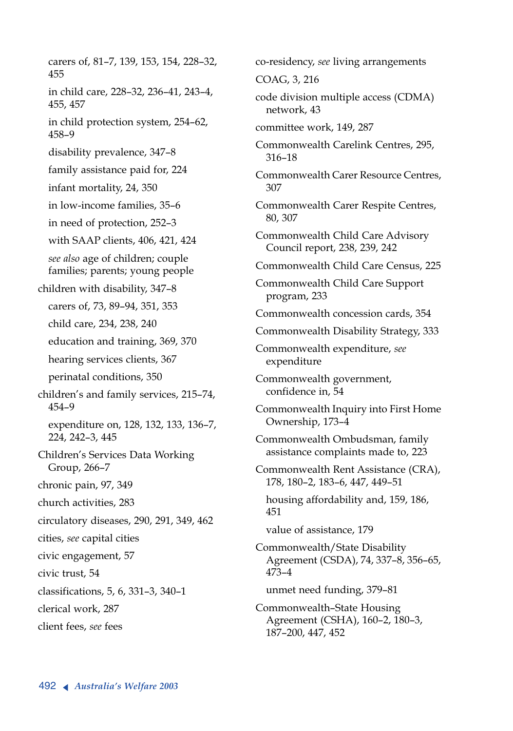- carers of, 81–7, 139, 153, 154, 228–32, 455
- in child care, 228–32, 236–41, 243–4, 455, 457
- in child protection system, 254–62, 458–9
- disability prevalence, 347–8
- family assistance paid for, 224
- infant mortality, 24, 350
- in low-income families, 35–6
- in need of protection, 252–3
- with SAAP clients, 406, 421, 424
- *see also* age of children; couple families; parents; young people

children with disability, 347–8
- carers of, 73, 89–94, 351, 353
- child care, 234, 238, 240
- education and training, 369, 370
- hearing services clients, 367
- perinatal conditions, 350

children's and family services, 215–74, 454–9
- expenditure on, 128, 132, 133, 136–7, 224, 242–3, 445

Children's Services Data Working Group, 266–7

chronic pain, 97, 349

church activities, 283

circulatory diseases, 290, 291, 349, 462

cities, *see* capital cities

civic engagement, 57

civic trust, 54

classifications, 5, 6, 331–3, 340–1

clerical work, 287

client fees, *see* fees

co-residency, *see* living arrangements

COAG, 3, 216

code division multiple access (CDMA) network, 43

committee work, 149, 287

Commonwealth Carelink Centres, 295, 316–18

Commonwealth Carer Resource Centres, 307

Commonwealth Carer Respite Centres, 80, 307

Commonwealth Child Care Advisory Council report, 238, 239, 242

Commonwealth Child Care Census, 225

Commonwealth Child Care Support program, 233

Commonwealth concession cards, 354

Commonwealth Disability Strategy, 333

Commonwealth expenditure, *see* expenditure

Commonwealth government, confidence in, 54

Commonwealth Inquiry into First Home Ownership, 173–4

Commonwealth Ombudsman, family assistance complaints made to, 223

Commonwealth Rent Assistance (CRA), 178, 180–2, 183–6, 447, 449–51
- housing affordability and, 159, 186, 451
- value of assistance, 179

Commonwealth/State Disability Agreement (CSDA), 74, 337–8, 356–65, 473–4
- unmet need funding, 379–81

Commonwealth–State Housing Agreement (CSHA), 160–2, 180–3, 187–200, 447, 452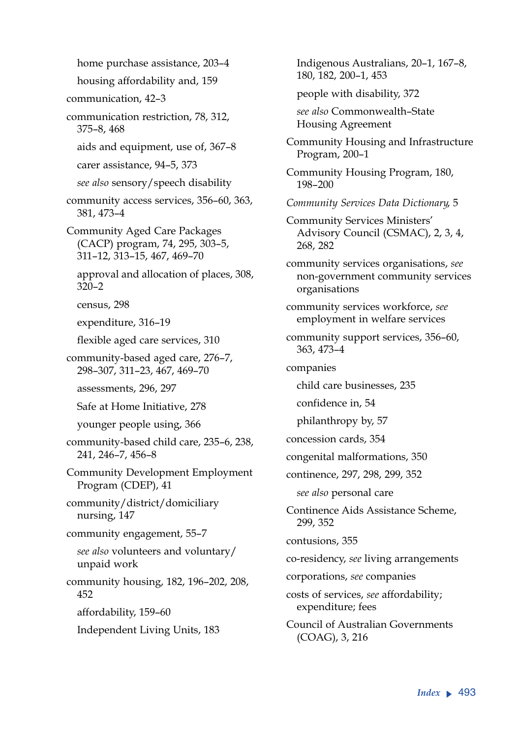home purchase assistance, 203–4

housing affordability and, 159

communication, 42–3

communication restriction, 78, 312, 375–8, 468

aids and equipment, use of, 367–8

carer assistance, 94–5, 373

*see also* sensory/speech disability

community access services, 356–60, 363, 381, 473–4

Community Aged Care Packages (CACP) program, 74, 295, 303–5, 311–12, 313–15, 467, 469–70

approval and allocation of places, 308, 320–2

census, 298

expenditure, 316–19

flexible aged care services, 310

community-based aged care, 276–7, 298–307, 311–23, 467, 469–70

assessments, 296, 297

Safe at Home Initiative, 278

younger people using, 366

community-based child care, 235–6, 238, 241, 246–7, 456–8

Community Development Employment Program (CDEP), 41

community/district/domiciliary nursing, 147

community engagement, 55–7

*see also* volunteers and voluntary/unpaid work

community housing, 182, 196–202, 208, 452

affordability, 159–60

Independent Living Units, 183

Indigenous Australians, 20–1, 167–8, 180, 182, 200–1, 453

people with disability, 372

*see also* Commonwealth–State Housing Agreement

Community Housing and Infrastructure Program, 200–1

Community Housing Program, 180, 198–200

*Community Services Data Dictionary*, 5

Community Services Ministers' Advisory Council (CSMAC), 2, 3, 4, 268, 282

community services organisations, *see* non-government community services organisations

community services workforce, *see* employment in welfare services

community support services, 356–60, 363, 473–4

companies

child care businesses, 235

confidence in, 54

philanthropy by, 57

concession cards, 354

congenital malformations, 350

continence, 297, 298, 299, 352

*see also* personal care

Continence Aids Assistance Scheme, 299, 352

contusions, 355

co-residency, *see* living arrangements

corporations, *see* companies

costs of services, *see* affordability; expenditure; fees

Council of Australian Governments (COAG), 3, 216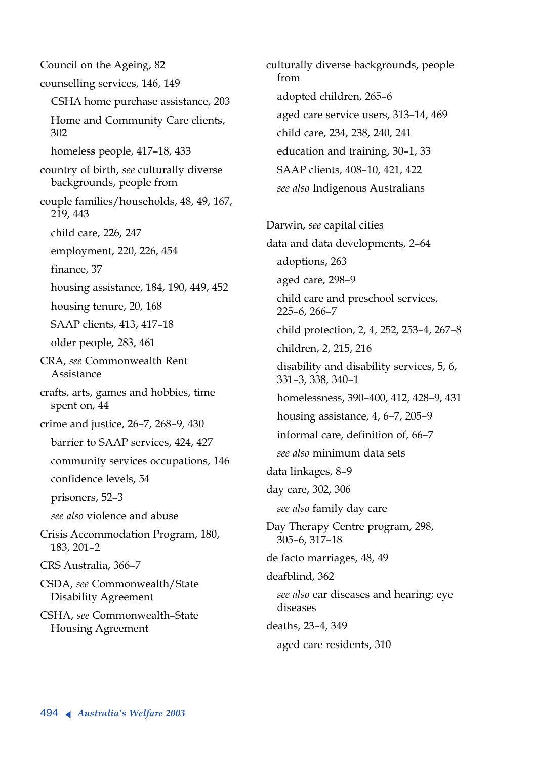Council on the Ageing, 82

counselling services, 146, 149

- CSHA home purchase assistance, 203
- Home and Community Care clients, 302
- homeless people, 417–18, 433

country of birth, *see* culturally diverse backgrounds, people from

couple families/households, 48, 49, 167, 219, 443

- child care, 226, 247
- employment, 220, 226, 454
- finance, 37
- housing assistance, 184, 190, 449, 452
- housing tenure, 20, 168
- SAAP clients, 413, 417–18
- older people, 283, 461

CRA, *see* Commonwealth Rent Assistance

crafts, arts, games and hobbies, time spent on, 44

crime and justice, 26–7, 268–9, 430

- barrier to SAAP services, 424, 427
- community services occupations, 146
- confidence levels, 54
- prisoners, 52–3
- *see also* violence and abuse

Crisis Accommodation Program, 180, 183, 201–2

CRS Australia, 366–7

CSDA, *see* Commonwealth/State Disability Agreement

CSHA, *see* Commonwealth–State Housing Agreement

culturally diverse backgrounds, people from

- adopted children, 265–6
- aged care service users, 313–14, 469
- child care, 234, 238, 240, 241
- education and training, 30–1, 33
- SAAP clients, 408–10, 421, 422
- *see also* Indigenous Australians

Darwin, *see* capital cities

data and data developments, 2–64

- adoptions, 263
- aged care, 298–9
- child care and preschool services, 225–6, 266–7
- child protection, 2, 4, 252, 253–4, 267–8
- children, 2, 215, 216
- disability and disability services, 5, 6, 331–3, 338, 340–1
- homelessness, 390–400, 412, 428–9, 431
- housing assistance, 4, 6–7, 205–9
- informal care, definition of, 66–7
- *see also* minimum data sets

data linkages, 8–9

day care, 302, 306

- *see also* family day care

Day Therapy Centre program, 298, 305–6, 317–18

de facto marriages, 48, 49

deafblind, 362

- *see also* ear diseases and hearing; eye diseases

deaths, 23–4, 349

- aged care residents, 310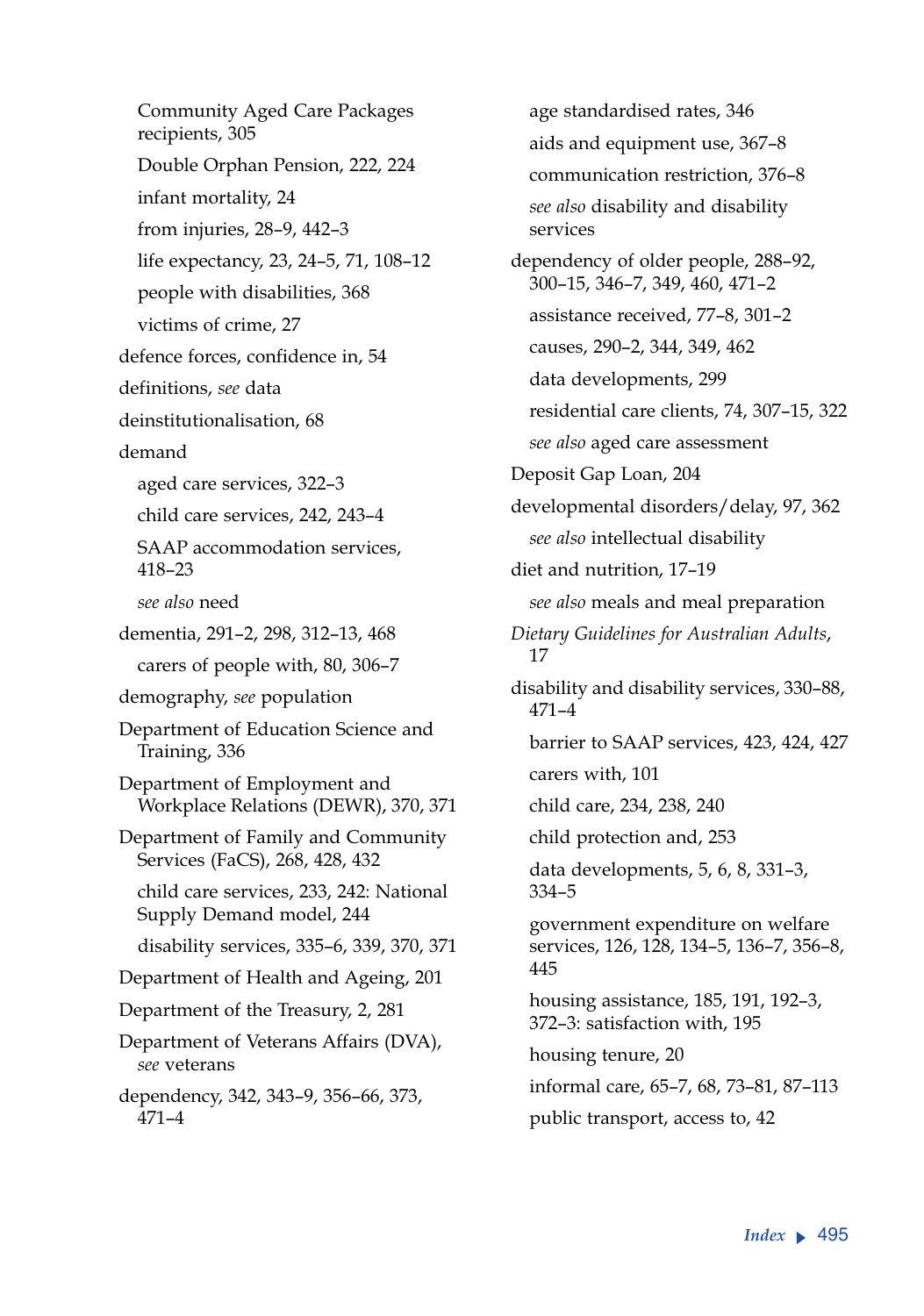Community Aged Care Packages recipients, 305

Double Orphan Pension, 222, 224

infant mortality, 24

from injuries, 28–9, 442–3

life expectancy, 23, 24–5, 71, 108–12

people with disabilities, 368

victims of crime, 27

defence forces, confidence in, 54

definitions, *see* data

deinstitutionalisation, 68

demand

aged care services, 322–3

child care services, 242, 243–4

SAAP accommodation services, 418–23

*see also* need

dementia, 291–2, 298, 312–13, 468

carers of people with, 80, 306–7

demography, *see* population

Department of Education Science and Training, 336

Department of Employment and Workplace Relations (DEWR), 370, 371

Department of Family and Community Services (FaCS), 268, 428, 432

child care services, 233, 242: National Supply Demand model, 244

disability services, 335–6, 339, 370, 371

Department of Health and Ageing, 201

Department of the Treasury, 2, 281

Department of Veterans Affairs (DVA), *see* veterans

dependency, 342, 343–9, 356–66, 373, 471–4

age standardised rates, 346

aids and equipment use, 367–8

communication restriction, 376–8

*see also* disability and disability services

dependency of older people, 288–92, 300–15, 346–7, 349, 460, 471–2

assistance received, 77–8, 301–2

causes, 290–2, 344, 349, 462

data developments, 299

residential care clients, 74, 307–15, 322

*see also* aged care assessment

Deposit Gap Loan, 204

developmental disorders/delay, 97, 362

*see also* intellectual disability

diet and nutrition, 17–19

*see also* meals and meal preparation

*Dietary Guidelines for Australian Adults*, 17

disability and disability services, 330–88, 471–4

barrier to SAAP services, 423, 424, 427

carers with, 101

child care, 234, 238, 240

child protection and, 253

data developments, 5, 6, 8, 331–3, 334–5

government expenditure on welfare services, 126, 128, 134–5, 136–7, 356–8, 445

housing assistance, 185, 191, 192–3, 372–3: satisfaction with, 195

housing tenure, 20

informal care, 65–7, 68, 73–81, 87–113

public transport, access to, 42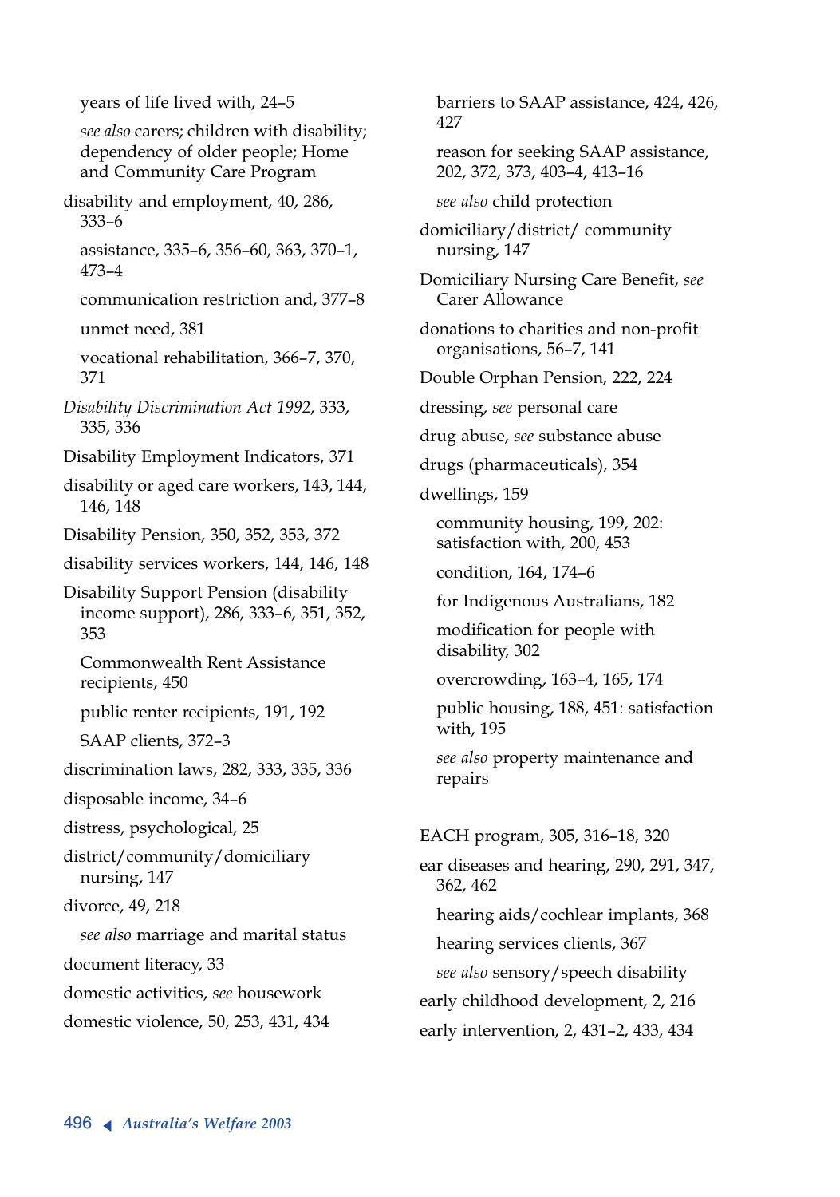years of life lived with, 24–5

*see also* carers; children with disability; dependency of older people; Home and Community Care Program

disability and employment, 40, 286, 333–6

assistance, 335–6, 356–60, 363, 370–1, 473–4

communication restriction and, 377–8

unmet need, 381

vocational rehabilitation, 366–7, 370, 371

*Disability Discrimination Act 1992*, 333, 335, 336

Disability Employment Indicators, 371

disability or aged care workers, 143, 144, 146, 148

Disability Pension, 350, 352, 353, 372

disability services workers, 144, 146, 148

Disability Support Pension (disability income support), 286, 333–6, 351, 352, 353

Commonwealth Rent Assistance recipients, 450

public renter recipients, 191, 192

SAAP clients, 372–3

discrimination laws, 282, 333, 335, 336

disposable income, 34–6

distress, psychological, 25

district/community/domiciliary nursing, 147

divorce, 49, 218

*see also* marriage and marital status

document literacy, 33

domestic activities, *see* housework

domestic violence, 50, 253, 431, 434

barriers to SAAP assistance, 424, 426, 427

reason for seeking SAAP assistance, 202, 372, 373, 403–4, 413–16

*see also* child protection

domiciliary/district/ community nursing, 147

Domiciliary Nursing Care Benefit, *see* Carer Allowance

donations to charities and non-profit organisations, 56–7, 141

Double Orphan Pension, 222, 224

dressing, *see* personal care

drug abuse, *see* substance abuse

drugs (pharmaceuticals), 354

dwellings, 159

community housing, 199, 202: satisfaction with, 200, 453

condition, 164, 174–6

for Indigenous Australians, 182

modification for people with disability, 302

overcrowding, 163–4, 165, 174

public housing, 188, 451: satisfaction with, 195

*see also* property maintenance and repairs

EACH program, 305, 316–18, 320

ear diseases and hearing, 290, 291, 347, 362, 462

hearing aids/cochlear implants, 368

hearing services clients, 367

*see also* sensory/speech disability

early childhood development, 2, 216

early intervention, 2, 431–2, 433, 434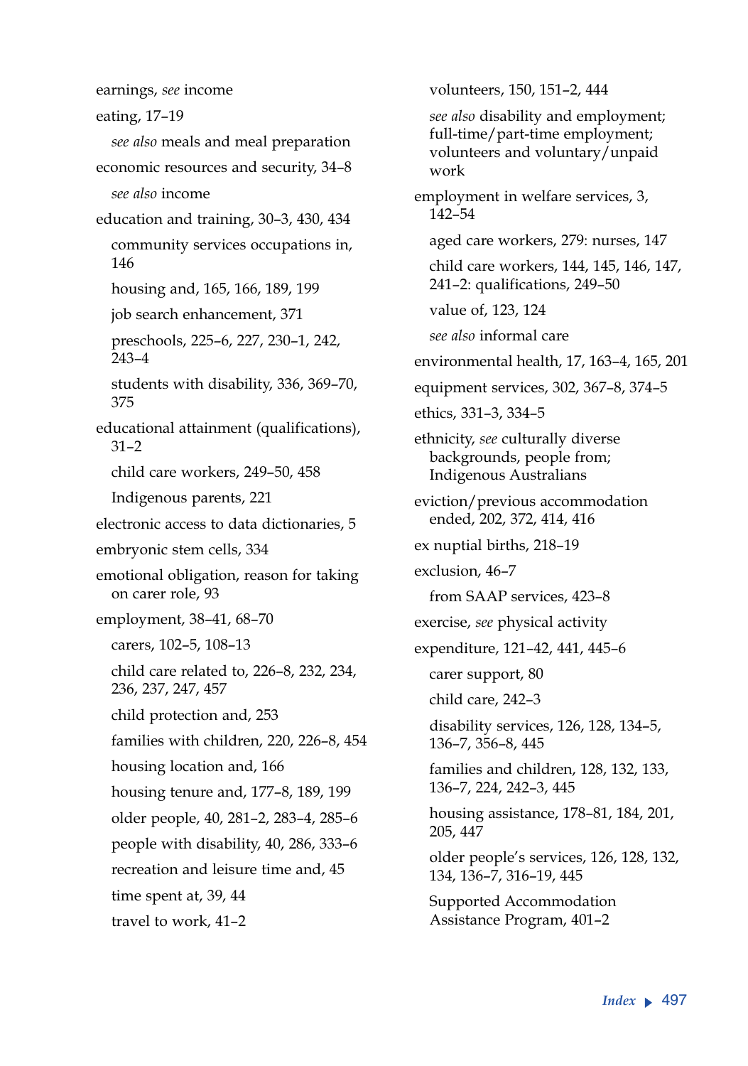earnings, *see* income

eating, 17–19

  *see also* meals and meal preparation

economic resources and security, 34–8

  *see also* income

education and training, 30–3, 430, 434

  community services occupations in, 146

  housing and, 165, 166, 189, 199

  job search enhancement, 371

  preschools, 225–6, 227, 230–1, 242, 243–4

  students with disability, 336, 369–70, 375

educational attainment (qualifications), 31–2

  child care workers, 249–50, 458

  Indigenous parents, 221

electronic access to data dictionaries, 5

embryonic stem cells, 334

emotional obligation, reason for taking on carer role, 93

employment, 38–41, 68–70

  carers, 102–5, 108–13

  child care related to, 226–8, 232, 234, 236, 237, 247, 457

  child protection and, 253

  families with children, 220, 226–8, 454

  housing location and, 166

  housing tenure and, 177–8, 189, 199

  older people, 40, 281–2, 283–4, 285–6

  people with disability, 40, 286, 333–6

  recreation and leisure time and, 45

  time spent at, 39, 44

  travel to work, 41–2

  volunteers, 150, 151–2, 444

  *see also* disability and employment; full-time/part-time employment; volunteers and voluntary/unpaid work

employment in welfare services, 3, 142–54

  aged care workers, 279: nurses, 147

  child care workers, 144, 145, 146, 147, 241–2: qualifications, 249–50

  value of, 123, 124

  *see also* informal care

environmental health, 17, 163–4, 165, 201

equipment services, 302, 367–8, 374–5

ethics, 331–3, 334–5

ethnicity, *see* culturally diverse backgrounds, people from; Indigenous Australians

eviction/previous accommodation ended, 202, 372, 414, 416

ex nuptial births, 218–19

exclusion, 46–7

  from SAAP services, 423–8

exercise, *see* physical activity

expenditure, 121–42, 441, 445–6

  carer support, 80

  child care, 242–3

  disability services, 126, 128, 134–5, 136–7, 356–8, 445

  families and children, 128, 132, 133, 136–7, 224, 242–3, 445

  housing assistance, 178–81, 184, 201, 205, 447

  older people's services, 126, 128, 132, 134, 136–7, 316–19, 445

  Supported Accommodation Assistance Program, 401–2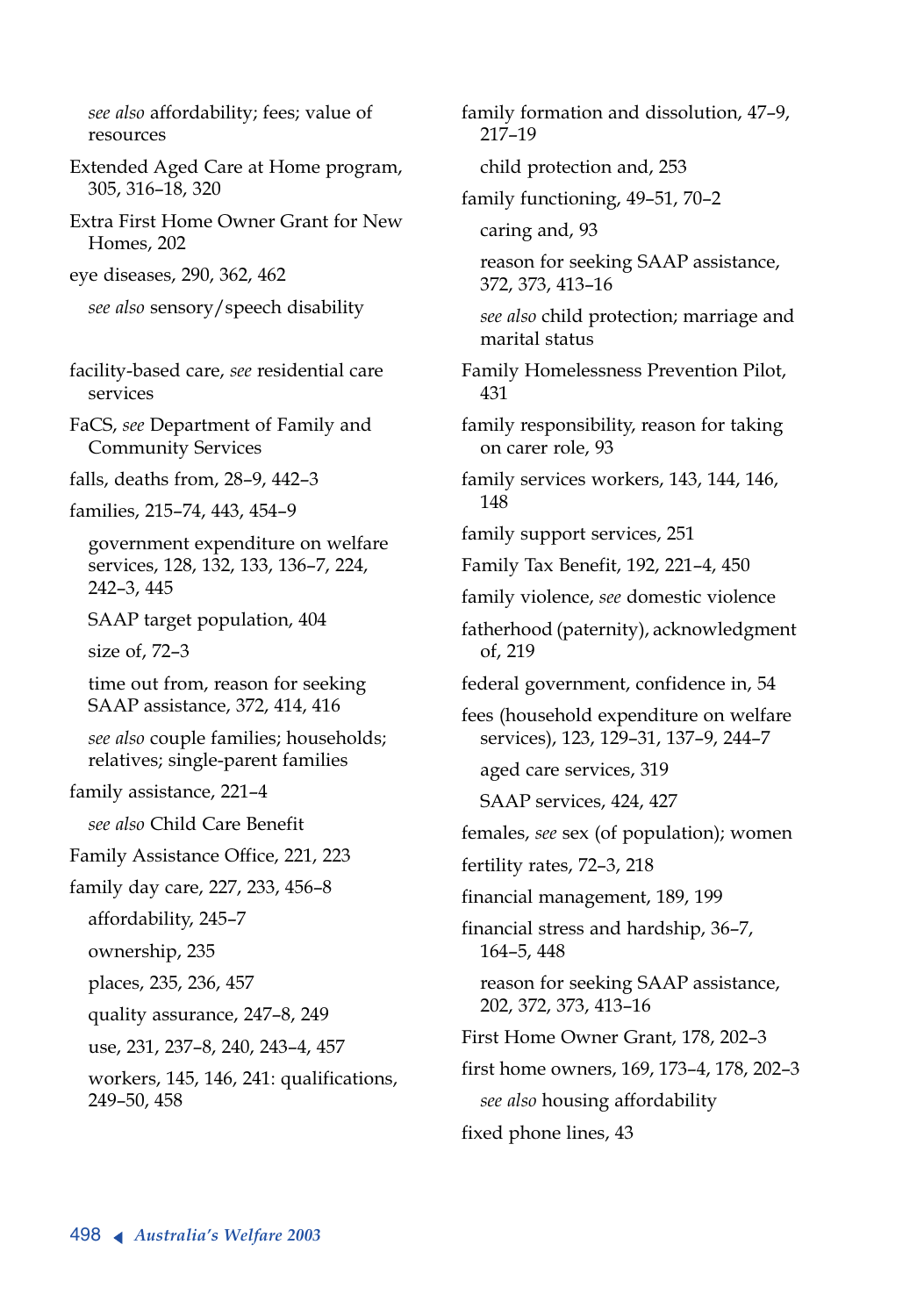*see also* affordability; fees; value of resources

Extended Aged Care at Home program, 305, 316–18, 320

Extra First Home Owner Grant for New Homes, 202

eye diseases, 290, 362, 462

*see also* sensory/speech disability

facility-based care, *see* residential care services

FaCS, *see* Department of Family and Community Services

falls, deaths from, 28–9, 442–3

families, 215–74, 443, 454–9

government expenditure on welfare services, 128, 132, 133, 136–7, 224, 242–3, 445

SAAP target population, 404

size of, 72–3

time out from, reason for seeking SAAP assistance, 372, 414, 416

*see also* couple families; households; relatives; single-parent families

family assistance, 221–4

*see also* Child Care Benefit

Family Assistance Office, 221, 223

family day care, 227, 233, 456–8

affordability, 245–7

ownership, 235

places, 235, 236, 457

quality assurance, 247–8, 249

use, 231, 237–8, 240, 243–4, 457

workers, 145, 146, 241: qualifications, 249–50, 458

family formation and dissolution, 47–9, 217–19

child protection and, 253

family functioning, 49–51, 70–2

caring and, 93

reason for seeking SAAP assistance, 372, 373, 413–16

*see also* child protection; marriage and marital status

Family Homelessness Prevention Pilot, 431

family responsibility, reason for taking on carer role, 93

family services workers, 143, 144, 146, 148

family support services, 251

Family Tax Benefit, 192, 221–4, 450

family violence, *see* domestic violence

fatherhood (paternity), acknowledgment of, 219

federal government, confidence in, 54

fees (household expenditure on welfare services), 123, 129–31, 137–9, 244–7

aged care services, 319

SAAP services, 424, 427

females, *see* sex (of population); women

fertility rates, 72–3, 218

financial management, 189, 199

financial stress and hardship, 36–7, 164–5, 448

reason for seeking SAAP assistance, 202, 372, 373, 413–16

First Home Owner Grant, 178, 202–3

first home owners, 169, 173–4, 178, 202–3

*see also* housing affordability

fixed phone lines, 43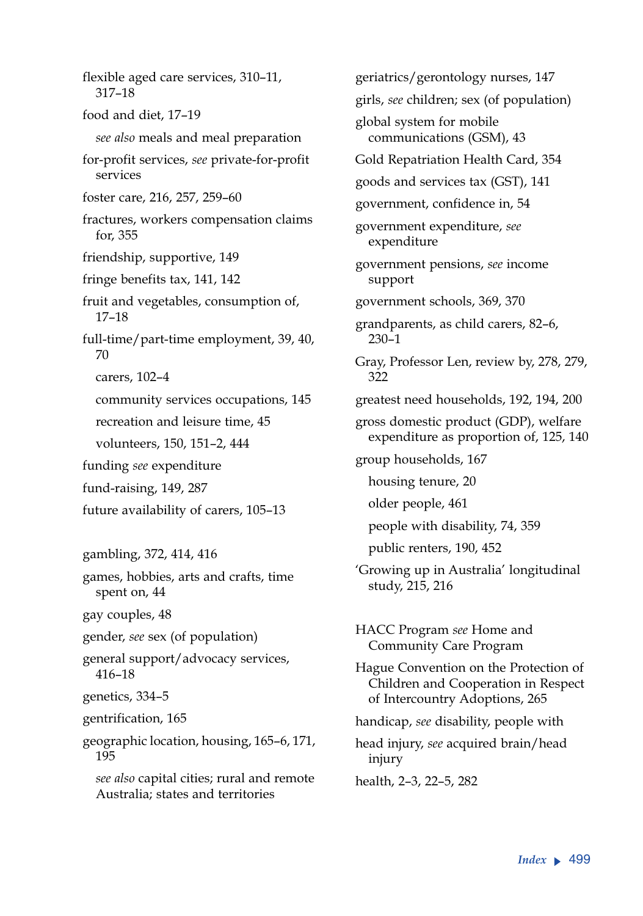flexible aged care services, 310–11, 317–18

food and diet, 17–19

*see also* meals and meal preparation

for-profit services, *see* private-for-profit services

foster care, 216, 257, 259–60

fractures, workers compensation claims for, 355

friendship, supportive, 149

fringe benefits tax, 141, 142

fruit and vegetables, consumption of, 17–18

full-time/part-time employment, 39, 40, 70

carers, 102–4

community services occupations, 145

recreation and leisure time, 45

volunteers, 150, 151–2, 444

funding *see* expenditure

fund-raising, 149, 287

future availability of carers, 105–13

gambling, 372, 414, 416

games, hobbies, arts and crafts, time spent on, 44

gay couples, 48

gender, *see* sex (of population)

general support/advocacy services, 416–18

genetics, 334–5

gentrification, 165

geographic location, housing, 165–6, 171, 195

*see also* capital cities; rural and remote Australia; states and territories

geriatrics/gerontology nurses, 147

girls, *see* children; sex (of population)

global system for mobile communications (GSM), 43

Gold Repatriation Health Card, 354

goods and services tax (GST), 141

government, confidence in, 54

government expenditure, *see* expenditure

government pensions, *see* income support

government schools, 369, 370

grandparents, as child carers, 82–6, 230–1

Gray, Professor Len, review by, 278, 279, 322

greatest need households, 192, 194, 200

gross domestic product (GDP), welfare expenditure as proportion of, 125, 140

group households, 167

housing tenure, 20

older people, 461

people with disability, 74, 359

public renters, 190, 452

'Growing up in Australia' longitudinal study, 215, 216

HACC Program *see* Home and Community Care Program

Hague Convention on the Protection of Children and Cooperation in Respect of Intercountry Adoptions, 265

handicap, *see* disability, people with

head injury, *see* acquired brain/head injury

health, 2–3, 22–5, 282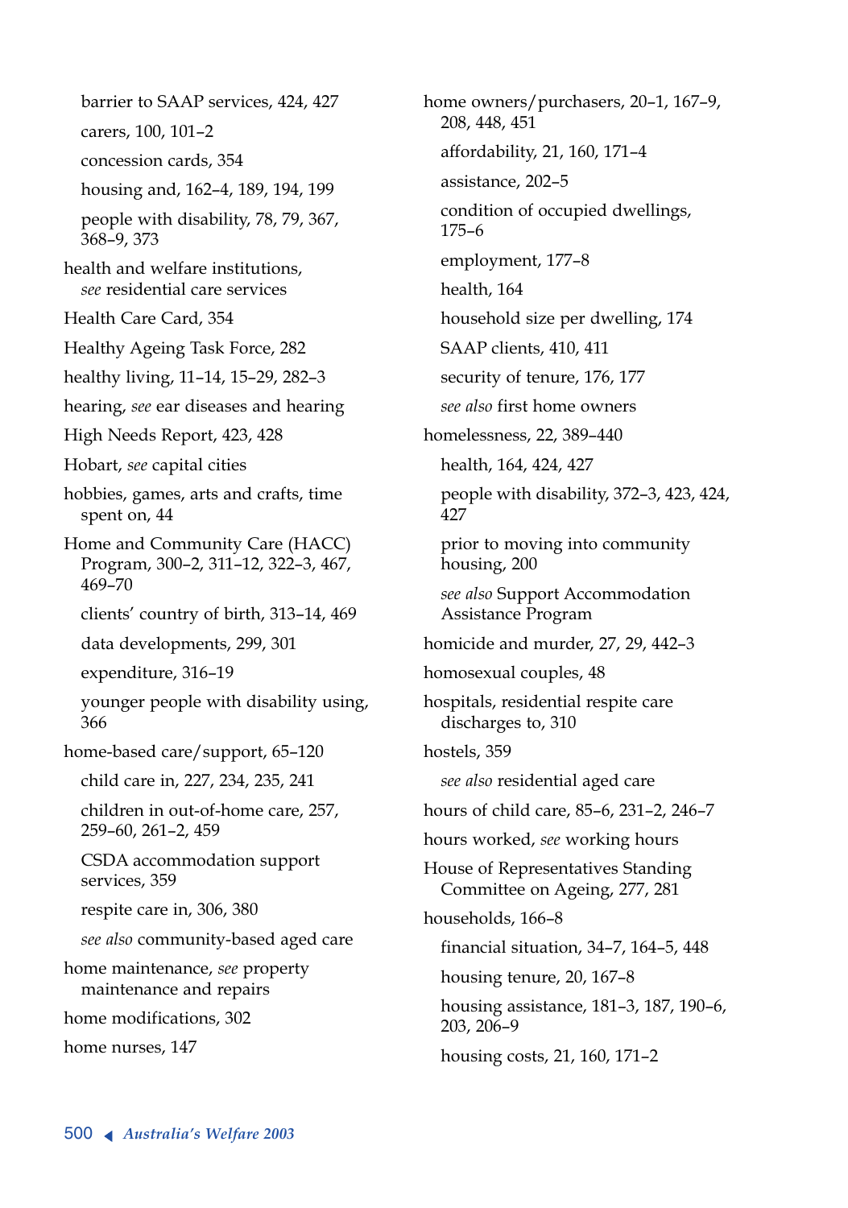barrier to SAAP services, 424, 427

carers, 100, 101–2

concession cards, 354

housing and, 162–4, 189, 194, 199

people with disability, 78, 79, 367, 368–9, 373

health and welfare institutions, *see* residential care services

Health Care Card, 354

Healthy Ageing Task Force, 282

healthy living, 11–14, 15–29, 282–3

hearing, *see* ear diseases and hearing

High Needs Report, 423, 428

Hobart, *see* capital cities

hobbies, games, arts and crafts, time spent on, 44

Home and Community Care (HACC) Program, 300–2, 311–12, 322–3, 467, 469–70

clients' country of birth, 313–14, 469

data developments, 299, 301

expenditure, 316–19

younger people with disability using, 366

home-based care/support, 65–120

child care in, 227, 234, 235, 241

children in out-of-home care, 257, 259–60, 261–2, 459

CSDA accommodation support services, 359

respite care in, 306, 380

*see also* community-based aged care

home maintenance, *see* property maintenance and repairs

home modifications, 302

home nurses, 147

home owners/purchasers, 20–1, 167–9, 208, 448, 451

affordability, 21, 160, 171–4

assistance, 202–5

condition of occupied dwellings, 175–6

employment, 177–8

health, 164

household size per dwelling, 174

SAAP clients, 410, 411

security of tenure, 176, 177

*see also* first home owners

homelessness, 22, 389–440

health, 164, 424, 427

people with disability, 372–3, 423, 424, 427

prior to moving into community housing, 200

*see also* Support Accommodation Assistance Program

homicide and murder, 27, 29, 442–3

homosexual couples, 48

hospitals, residential respite care discharges to, 310

hostels, 359

*see also* residential aged care

hours of child care, 85–6, 231–2, 246–7

hours worked, *see* working hours

House of Representatives Standing Committee on Ageing, 277, 281

households, 166–8

financial situation, 34–7, 164–5, 448

housing tenure, 20, 167–8

housing assistance, 181–3, 187, 190–6, 203, 206–9

housing costs, 21, 160, 171–2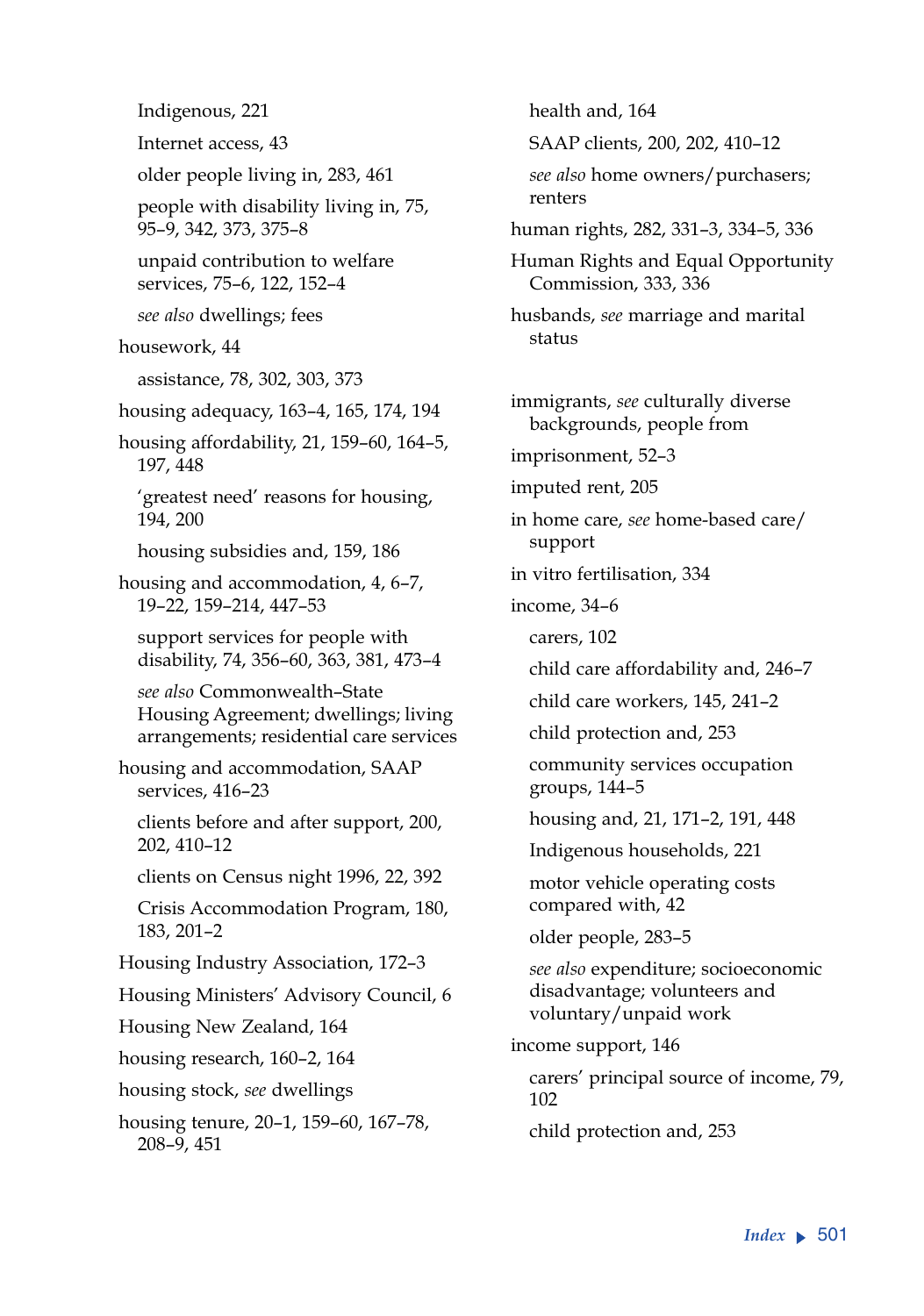Indigenous, 221

Internet access, 43

older people living in, 283, 461

people with disability living in, 75, 95–9, 342, 373, 375–8

unpaid contribution to welfare services, 75–6, 122, 152–4

*see also* dwellings; fees

housework, 44

assistance, 78, 302, 303, 373

housing adequacy, 163–4, 165, 174, 194

housing affordability, 21, 159–60, 164–5, 197, 448

'greatest need' reasons for housing, 194, 200

housing subsidies and, 159, 186

housing and accommodation, 4, 6–7, 19–22, 159–214, 447–53

support services for people with disability, 74, 356–60, 363, 381, 473–4

*see also* Commonwealth–State Housing Agreement; dwellings; living arrangements; residential care services

housing and accommodation, SAAP services, 416–23

clients before and after support, 200, 202, 410–12

clients on Census night 1996, 22, 392

Crisis Accommodation Program, 180, 183, 201–2

Housing Industry Association, 172–3

Housing Ministers' Advisory Council, 6

Housing New Zealand, 164

housing research, 160–2, 164

housing stock, *see* dwellings

housing tenure, 20–1, 159–60, 167–78, 208–9, 451

health and, 164

SAAP clients, 200, 202, 410–12

*see also* home owners/purchasers; renters

human rights, 282, 331–3, 334–5, 336

Human Rights and Equal Opportunity Commission, 333, 336

husbands, *see* marriage and marital status

immigrants, *see* culturally diverse backgrounds, people from

imprisonment, 52–3

imputed rent, 205

in home care, *see* home-based care/support

in vitro fertilisation, 334

income, 34–6

carers, 102

child care affordability and, 246–7

child care workers, 145, 241–2

child protection and, 253

community services occupation groups, 144–5

housing and, 21, 171–2, 191, 448

Indigenous households, 221

motor vehicle operating costs compared with, 42

older people, 283–5

*see also* expenditure; socioeconomic disadvantage; volunteers and voluntary/unpaid work

income support, 146

carers' principal source of income, 79, 102

child protection and, 253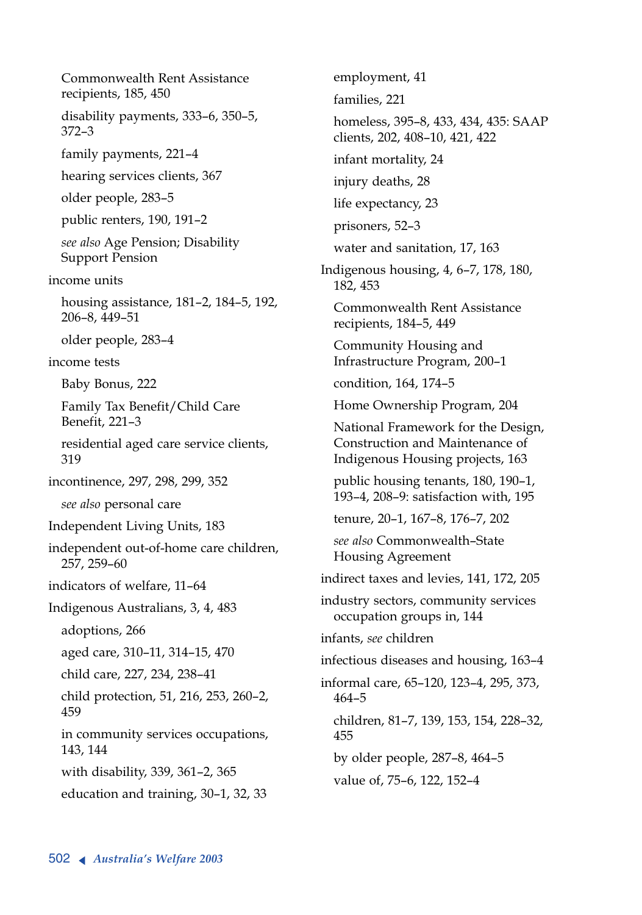Commonwealth Rent Assistance recipients, 185, 450

disability payments, 333–6, 350–5, 372–3

family payments, 221–4

hearing services clients, 367

older people, 283–5

public renters, 190, 191–2

*see also* Age Pension; Disability Support Pension

income units

housing assistance, 181–2, 184–5, 192, 206–8, 449–51

older people, 283–4

income tests

Baby Bonus, 222

Family Tax Benefit/Child Care Benefit, 221–3

residential aged care service clients, 319

incontinence, 297, 298, 299, 352

*see also* personal care

Independent Living Units, 183

independent out-of-home care children, 257, 259–60

indicators of welfare, 11–64

Indigenous Australians, 3, 4, 483

adoptions, 266

aged care, 310–11, 314–15, 470

child care, 227, 234, 238–41

child protection, 51, 216, 253, 260–2, 459

in community services occupations, 143, 144

with disability, 339, 361–2, 365

education and training, 30–1, 32, 33

employment, 41

families, 221

homeless, 395–8, 433, 434, 435: SAAP clients, 202, 408–10, 421, 422

infant mortality, 24

injury deaths, 28

life expectancy, 23

prisoners, 52–3

water and sanitation, 17, 163

Indigenous housing, 4, 6–7, 178, 180, 182, 453

Commonwealth Rent Assistance recipients, 184–5, 449

Community Housing and Infrastructure Program, 200–1

condition, 164, 174–5

Home Ownership Program, 204

National Framework for the Design, Construction and Maintenance of Indigenous Housing projects, 163

public housing tenants, 180, 190–1, 193–4, 208–9: satisfaction with, 195

tenure, 20–1, 167–8, 176–7, 202

*see also* Commonwealth–State Housing Agreement

indirect taxes and levies, 141, 172, 205

industry sectors, community services occupation groups in, 144

infants, *see* children

infectious diseases and housing, 163–4

informal care, 65–120, 123–4, 295, 373, 464–5

children, 81–7, 139, 153, 154, 228–32, 455

by older people, 287–8, 464–5

value of, 75–6, 122, 152–4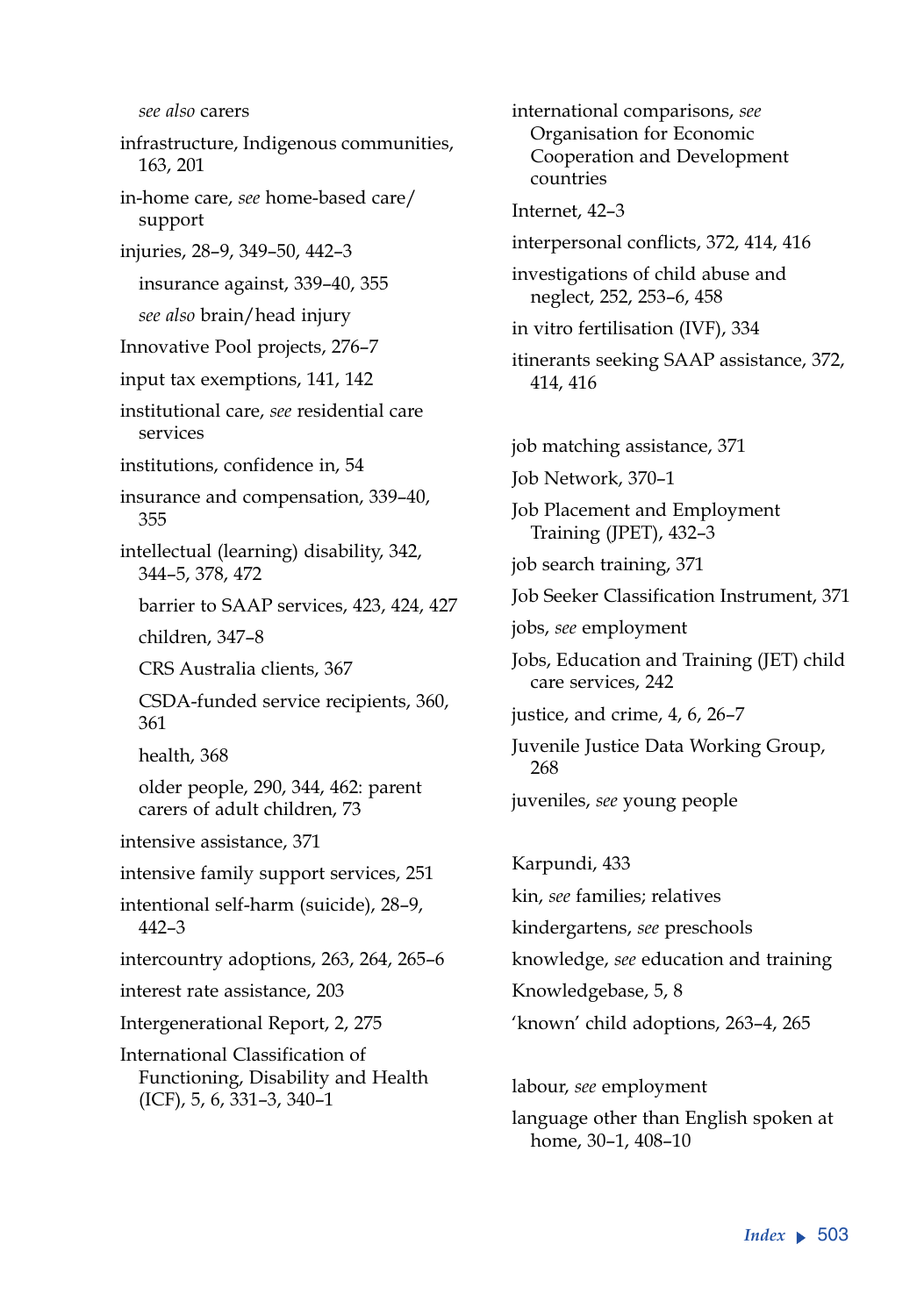*see also* carers

infrastructure, Indigenous communities, 163, 201

in-home care, *see* home-based care/ support

injuries, 28–9, 349–50, 442–3

insurance against, 339–40, 355

*see also* brain/head injury

Innovative Pool projects, 276–7

input tax exemptions, 141, 142

institutional care, *see* residential care services

institutions, confidence in, 54

insurance and compensation, 339–40, 355

intellectual (learning) disability, 342, 344–5, 378, 472

barrier to SAAP services, 423, 424, 427

children, 347–8

CRS Australia clients, 367

CSDA-funded service recipients, 360, 361

health, 368

older people, 290, 344, 462: parent carers of adult children, 73

intensive assistance, 371

intensive family support services, 251

intentional self-harm (suicide), 28–9, 442–3

intercountry adoptions, 263, 264, 265–6

interest rate assistance, 203

Intergenerational Report, 2, 275

International Classification of Functioning, Disability and Health (ICF), 5, 6, 331–3, 340–1

international comparisons, *see* Organisation for Economic Cooperation and Development countries

Internet, 42–3

interpersonal conflicts, 372, 414, 416

investigations of child abuse and neglect, 252, 253–6, 458

in vitro fertilisation (IVF), 334

itinerants seeking SAAP assistance, 372, 414, 416

job matching assistance, 371

Job Network, 370–1

Job Placement and Employment Training (JPET), 432–3

job search training, 371

Job Seeker Classification Instrument, 371

jobs, *see* employment

Jobs, Education and Training (JET) child care services, 242

justice, and crime, 4, 6, 26–7

Juvenile Justice Data Working Group, 268

juveniles, *see* young people

Karpundi, 433

kin, *see* families; relatives

kindergartens, *see* preschools

knowledge, *see* education and training

Knowledgebase, 5, 8

'known' child adoptions, 263–4, 265

labour, *see* employment

language other than English spoken at home, 30–1, 408–10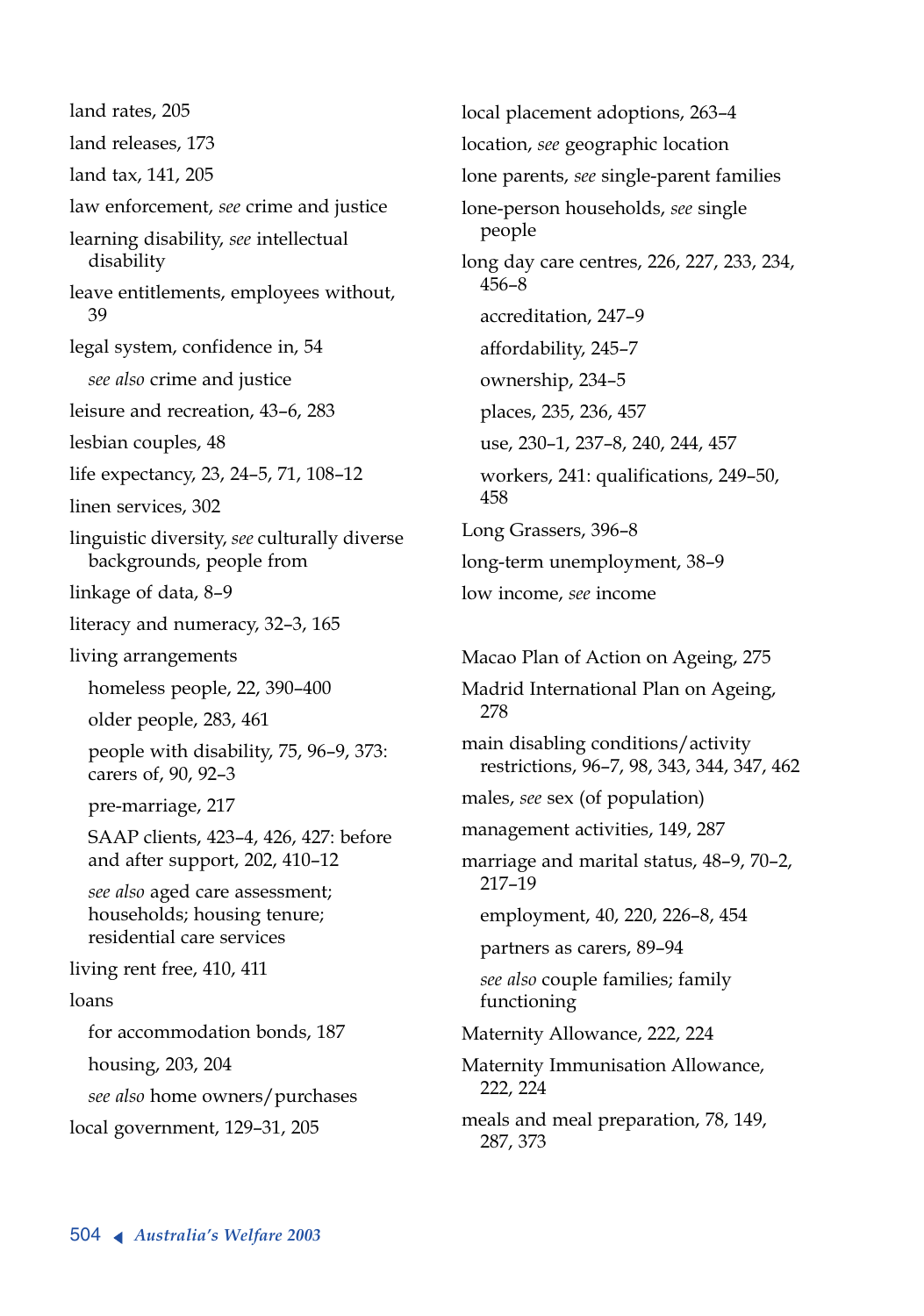land rates, 205

land releases, 173

land tax, 141, 205

law enforcement, *see* crime and justice

learning disability, *see* intellectual disability

leave entitlements, employees without, 39

legal system, confidence in, 54
- *see also* crime and justice

leisure and recreation, 43–6, 283

lesbian couples, 48

life expectancy, 23, 24–5, 71, 108–12

linen services, 302

linguistic diversity, *see* culturally diverse backgrounds, people from

linkage of data, 8–9

literacy and numeracy, 32–3, 165

living arrangements
- homeless people, 22, 390–400
- older people, 283, 461
- people with disability, 75, 96–9, 373: carers of, 90, 92–3
- pre-marriage, 217
- SAAP clients, 423–4, 426, 427: before and after support, 202, 410–12
- *see also* aged care assessment; households; housing tenure; residential care services

living rent free, 410, 411

loans
- for accommodation bonds, 187
- housing, 203, 204
- *see also* home owners/purchases

local government, 129–31, 205

local placement adoptions, 263–4

location, *see* geographic location

lone parents, *see* single-parent families

lone-person households, *see* single people

long day care centres, 226, 227, 233, 234, 456–8
- accreditation, 247–9
- affordability, 245–7
- ownership, 234–5
- places, 235, 236, 457
- use, 230–1, 237–8, 240, 244, 457
- workers, 241: qualifications, 249–50, 458

Long Grassers, 396–8

long-term unemployment, 38–9

low income, *see* income

Macao Plan of Action on Ageing, 275

Madrid International Plan on Ageing, 278

main disabling conditions/activity restrictions, 96–7, 98, 343, 344, 347, 462

males, *see* sex (of population)

management activities, 149, 287

marriage and marital status, 48–9, 70–2, 217–19
- employment, 40, 220, 226–8, 454
- partners as carers, 89–94
- *see also* couple families; family functioning

Maternity Allowance, 222, 224

Maternity Immunisation Allowance, 222, 224

meals and meal preparation, 78, 149, 287, 373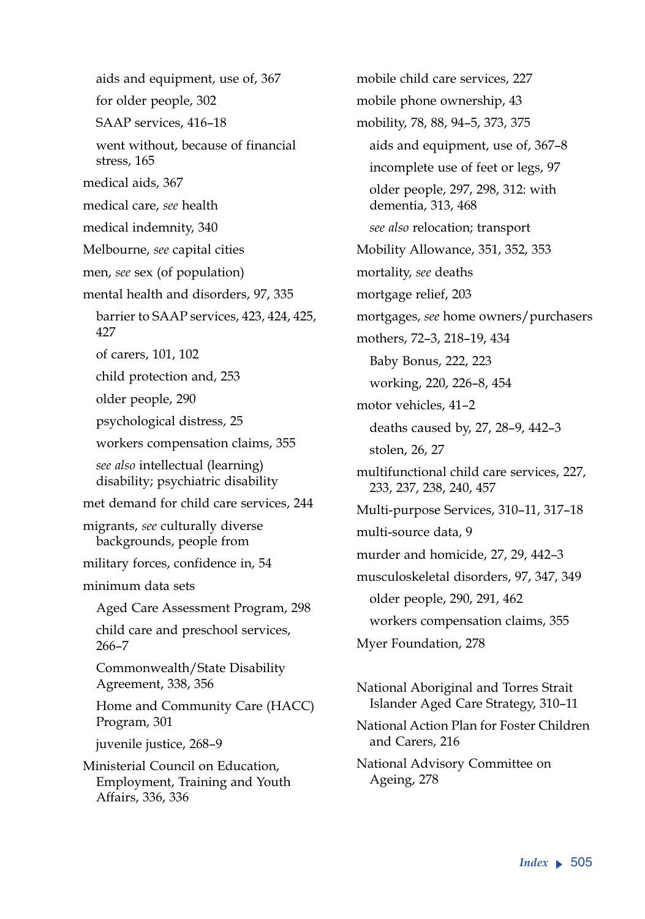aids and equipment, use of, 367
for older people, 302
SAAP services, 416–18
went without, because of financial stress, 165

medical aids, 367
medical care, *see* health
medical indemnity, 340
Melbourne, *see* capital cities
men, *see* sex (of population)
mental health and disorders, 97, 335
barrier to SAAP services, 423, 424, 425, 427
of carers, 101, 102
child protection and, 253
older people, 290
psychological distress, 25
workers compensation claims, 355
*see also* intellectual (learning) disability; psychiatric disability

met demand for child care services, 244
migrants, *see* culturally diverse backgrounds, people from
military forces, confidence in, 54
minimum data sets
Aged Care Assessment Program, 298
child care and preschool services, 266–7
Commonwealth/State Disability Agreement, 338, 356
Home and Community Care (HACC) Program, 301
juvenile justice, 268–9

Ministerial Council on Education, Employment, Training and Youth Affairs, 336, 336
mobile child care services, 227
mobile phone ownership, 43
mobility, 78, 88, 94–5, 373, 375
aids and equipment, use of, 367–8
incomplete use of feet or legs, 97
older people, 297, 298, 312: with dementia, 313, 468
*see also* relocation; transport

Mobility Allowance, 351, 352, 353
mortality, *see* deaths
mortgage relief, 203
mortgages, *see* home owners/purchasers
mothers, 72–3, 218–19, 434
Baby Bonus, 222, 223
working, 220, 226–8, 454

motor vehicles, 41–2
deaths caused by, 27, 28–9, 442–3
stolen, 26, 27

multifunctional child care services, 227, 233, 237, 238, 240, 457
Multi-purpose Services, 310–11, 317–18
multi-source data, 9
murder and homicide, 27, 29, 442–3
musculoskeletal disorders, 97, 347, 349
older people, 290, 291, 462
workers compensation claims, 355

Myer Foundation, 278

National Aboriginal and Torres Strait Islander Aged Care Strategy, 310–11
National Action Plan for Foster Children and Carers, 216
National Advisory Committee on Ageing, 278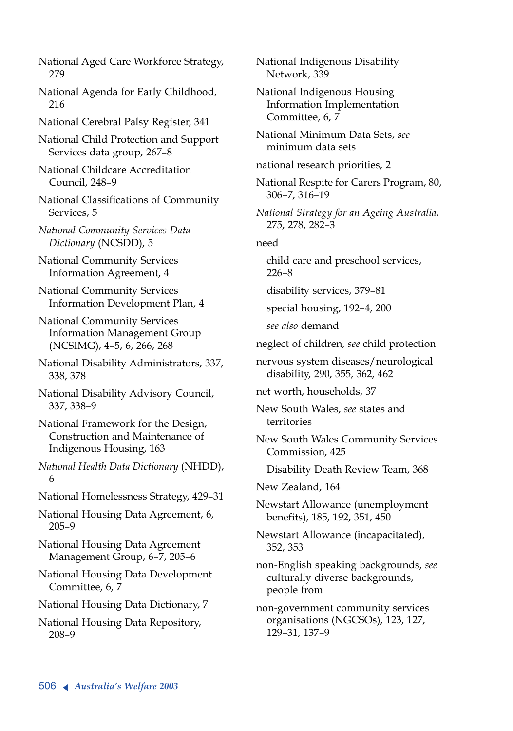National Aged Care Workforce Strategy, 279

National Agenda for Early Childhood, 216

National Cerebral Palsy Register, 341

National Child Protection and Support Services data group, 267–8

National Childcare Accreditation Council, 248–9

National Classifications of Community Services, 5

*National Community Services Data Dictionary* (NCSDD), 5

National Community Services Information Agreement, 4

National Community Services Information Development Plan, 4

National Community Services Information Management Group (NCSIMG), 4–5, 6, 266, 268

National Disability Administrators, 337, 338, 378

National Disability Advisory Council, 337, 338–9

National Framework for the Design, Construction and Maintenance of Indigenous Housing, 163

*National Health Data Dictionary* (NHDD), 6

National Homelessness Strategy, 429–31

National Housing Data Agreement, 6, 205–9

National Housing Data Agreement Management Group, 6–7, 205–6

National Housing Data Development Committee, 6, 7

National Housing Data Dictionary, 7

National Housing Data Repository, 208–9

National Indigenous Disability Network, 339

National Indigenous Housing Information Implementation Committee, 6, 7

National Minimum Data Sets, *see* minimum data sets

national research priorities, 2

National Respite for Carers Program, 80, 306–7, 316–19

*National Strategy for an Ageing Australia*, 275, 278, 282–3

need

- child care and preschool services, 226–8
- disability services, 379–81
- special housing, 192–4, 200
- *see also* demand

neglect of children, *see* child protection

nervous system diseases/neurological disability, 290, 355, 362, 462

net worth, households, 37

New South Wales, *see* states and territories

New South Wales Community Services Commission, 425

- Disability Death Review Team, 368

New Zealand, 164

Newstart Allowance (unemployment benefits), 185, 192, 351, 450

Newstart Allowance (incapacitated), 352, 353

non-English speaking backgrounds, *see* culturally diverse backgrounds, people from

non-government community services organisations (NGCSOs), 123, 127, 129–31, 137–9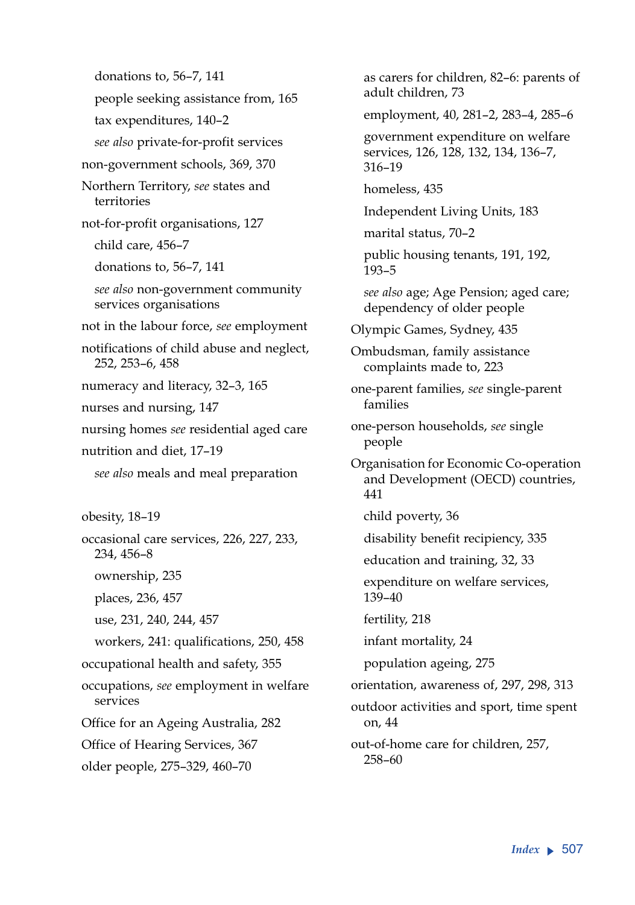donations to, 56–7, 141

people seeking assistance from, 165

tax expenditures, 140–2

*see also* private-for-profit services

non-government schools, 369, 370

Northern Territory, *see* states and territories

not-for-profit organisations, 127

child care, 456–7

donations to, 56–7, 141

*see also* non-government community services organisations

not in the labour force, *see* employment

notifications of child abuse and neglect, 252, 253–6, 458

numeracy and literacy, 32–3, 165

nurses and nursing, 147

nursing homes *see* residential aged care

nutrition and diet, 17–19

*see also* meals and meal preparation

obesity, 18–19

occasional care services, 226, 227, 233, 234, 456–8

ownership, 235

places, 236, 457

use, 231, 240, 244, 457

workers, 241: qualifications, 250, 458

occupational health and safety, 355

occupations, *see* employment in welfare services

Office for an Ageing Australia, 282

Office of Hearing Services, 367

older people, 275–329, 460–70

as carers for children, 82–6: parents of adult children, 73

employment, 40, 281–2, 283–4, 285–6

government expenditure on welfare services, 126, 128, 132, 134, 136–7, 316–19

homeless, 435

Independent Living Units, 183

marital status, 70–2

public housing tenants, 191, 192, 193–5

*see also* age; Age Pension; aged care; dependency of older people

Olympic Games, Sydney, 435

Ombudsman, family assistance complaints made to, 223

one-parent families, *see* single-parent families

one-person households, *see* single people

Organisation for Economic Co-operation and Development (OECD) countries, 441

child poverty, 36

disability benefit recipiency, 335

education and training, 32, 33

expenditure on welfare services, 139–40

fertility, 218

infant mortality, 24

population ageing, 275

orientation, awareness of, 297, 298, 313

outdoor activities and sport, time spent on, 44

out-of-home care for children, 257, 258–60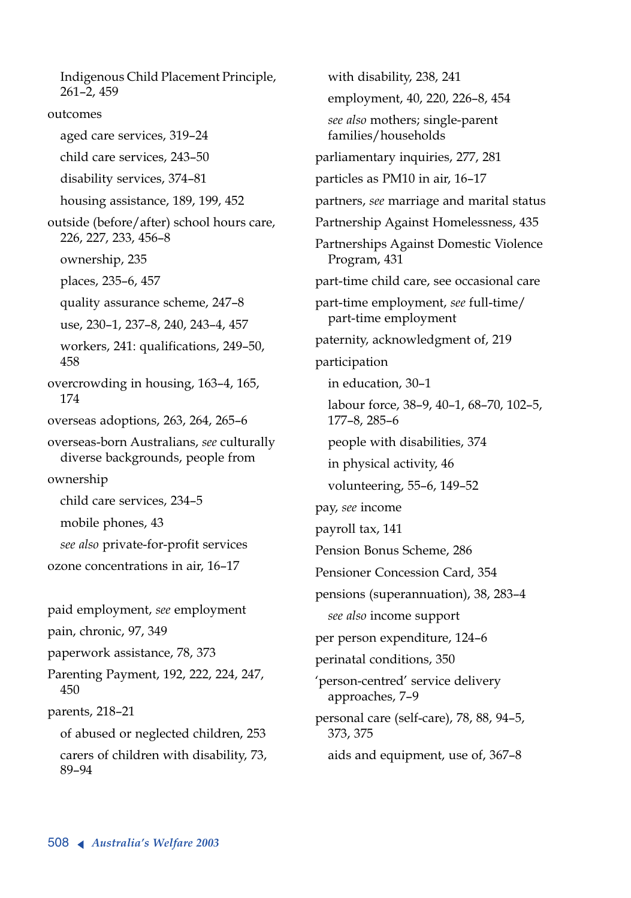Indigenous Child Placement Principle, 261–2, 459

outcomes

- aged care services, 319–24
- child care services, 243–50
- disability services, 374–81
- housing assistance, 189, 199, 452

outside (before/after) school hours care, 226, 227, 233, 456–8

- ownership, 235
- places, 235–6, 457
- quality assurance scheme, 247–8
- use, 230–1, 237–8, 240, 243–4, 457
- workers, 241: qualifications, 249–50, 458

overcrowding in housing, 163–4, 165, 174

overseas adoptions, 263, 264, 265–6

overseas-born Australians, *see* culturally diverse backgrounds, people from

ownership

- child care services, 234–5
- mobile phones, 43
- *see also* private-for-profit services

ozone concentrations in air, 16–17

paid employment, *see* employment

pain, chronic, 97, 349

paperwork assistance, 78, 373

Parenting Payment, 192, 222, 224, 247, 450

parents, 218–21

- of abused or neglected children, 253
- carers of children with disability, 73, 89–94
- with disability, 238, 241
- employment, 40, 220, 226–8, 454
- *see also* mothers; single-parent families/households

parliamentary inquiries, 277, 281

particles as PM10 in air, 16–17

partners, *see* marriage and marital status

Partnership Against Homelessness, 435

Partnerships Against Domestic Violence Program, 431

part-time child care, see occasional care

part-time employment, *see* full-time/part-time employment

paternity, acknowledgment of, 219

participation

- in education, 30–1
- labour force, 38–9, 40–1, 68–70, 102–5, 177–8, 285–6
- people with disabilities, 374
- in physical activity, 46
- volunteering, 55–6, 149–52

pay, *see* income

payroll tax, 141

Pension Bonus Scheme, 286

Pensioner Concession Card, 354

pensions (superannuation), 38, 283–4

- *see also* income support

per person expenditure, 124–6

perinatal conditions, 350

'person-centred' service delivery approaches, 7–9

personal care (self-care), 78, 88, 94–5, 373, 375

- aids and equipment, use of, 367–8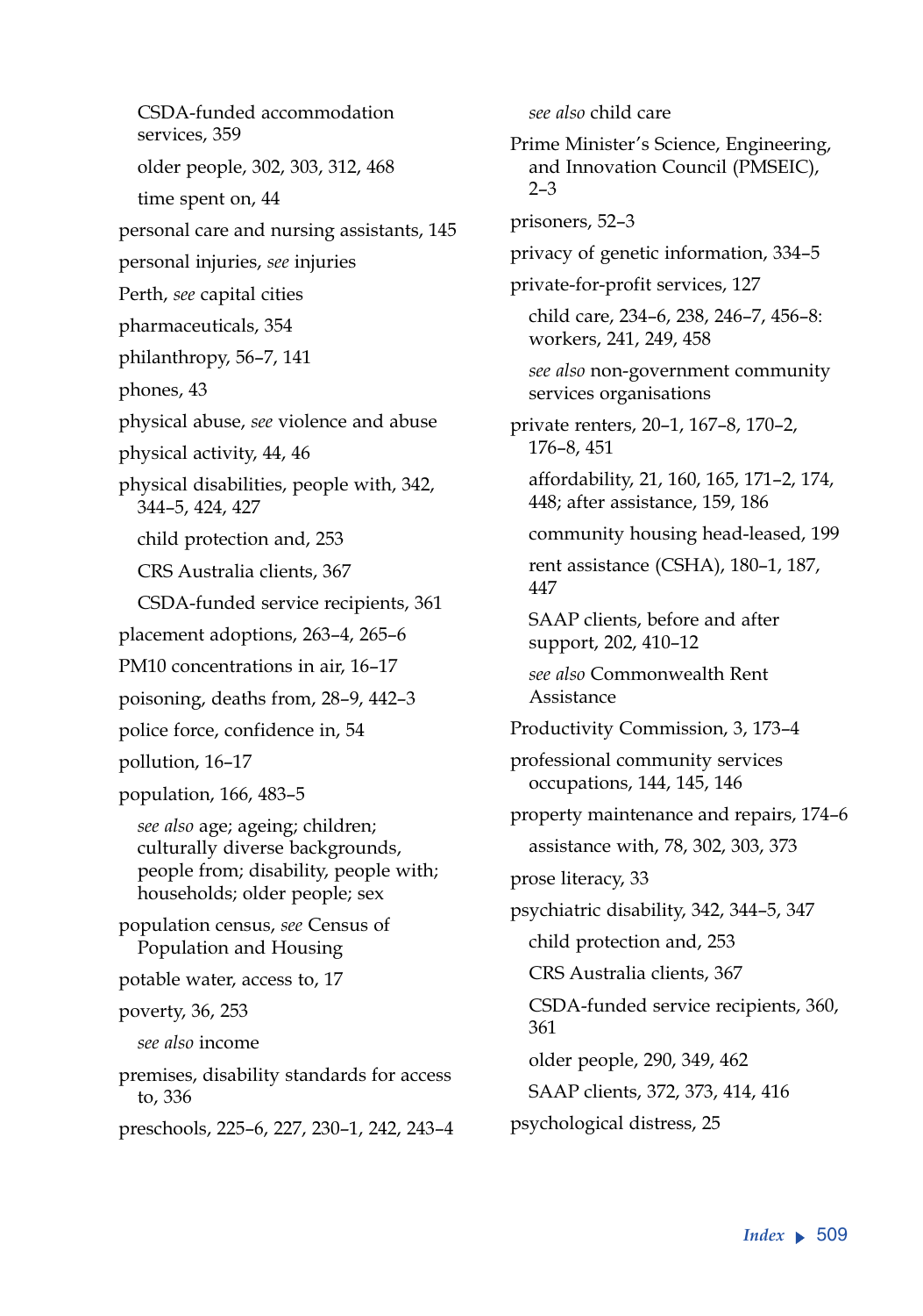CSDA-funded accommodation services, 359

older people, 302, 303, 312, 468

time spent on, 44

personal care and nursing assistants, 145

personal injuries, *see* injuries

Perth, *see* capital cities

pharmaceuticals, 354

philanthropy, 56–7, 141

phones, 43

physical abuse, *see* violence and abuse

physical activity, 44, 46

physical disabilities, people with, 342, 344–5, 424, 427

child protection and, 253

CRS Australia clients, 367

CSDA-funded service recipients, 361

placement adoptions, 263–4, 265–6

PM10 concentrations in air, 16–17

poisoning, deaths from, 28–9, 442–3

police force, confidence in, 54

pollution, 16–17

population, 166, 483–5

*see also* age; ageing; children; culturally diverse backgrounds, people from; disability, people with; households; older people; sex

population census, *see* Census of Population and Housing

potable water, access to, 17

poverty, 36, 253

*see also* income

premises, disability standards for access to, 336

preschools, 225–6, 227, 230–1, 242, 243–4

*see also* child care

Prime Minister's Science, Engineering, and Innovation Council (PMSEIC), 2–3

prisoners, 52–3

privacy of genetic information, 334–5

private-for-profit services, 127

child care, 234–6, 238, 246–7, 456–8: workers, 241, 249, 458

*see also* non-government community services organisations

private renters, 20–1, 167–8, 170–2, 176–8, 451

affordability, 21, 160, 165, 171–2, 174, 448; after assistance, 159, 186

community housing head-leased, 199

rent assistance (CSHA), 180–1, 187, 447

SAAP clients, before and after support, 202, 410–12

*see also* Commonwealth Rent Assistance

Productivity Commission, 3, 173–4

professional community services occupations, 144, 145, 146

property maintenance and repairs, 174–6

assistance with, 78, 302, 303, 373

prose literacy, 33

psychiatric disability, 342, 344–5, 347

child protection and, 253

CRS Australia clients, 367

CSDA-funded service recipients, 360, 361

older people, 290, 349, 462

SAAP clients, 372, 373, 414, 416

psychological distress, 25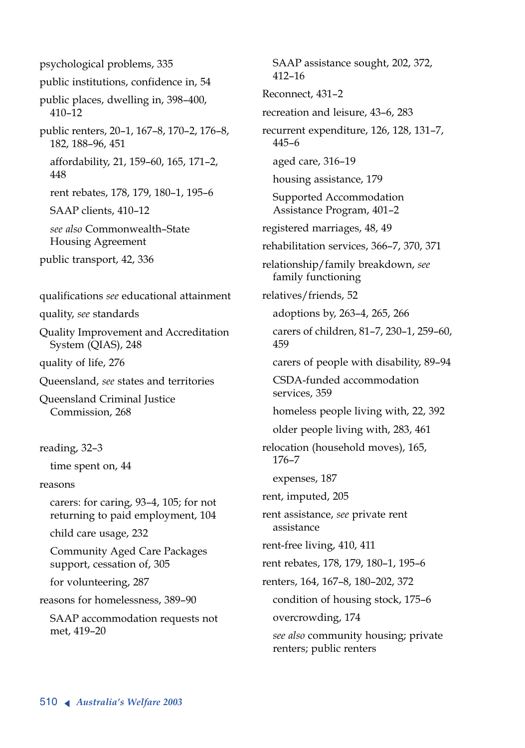psychological problems, 335

public institutions, confidence in, 54

public places, dwelling in, 398–400, 410–12

public renters, 20–1, 167–8, 170–2, 176–8, 182, 188–96, 451

- affordability, 21, 159–60, 165, 171–2, 448
- rent rebates, 178, 179, 180–1, 195–6
- SAAP clients, 410–12
- *see also* Commonwealth–State Housing Agreement

public transport, 42, 336

qualifications *see* educational attainment

quality, *see* standards

Quality Improvement and Accreditation System (QIAS), 248

quality of life, 276

Queensland, *see* states and territories

Queensland Criminal Justice Commission, 268

reading, 32–3

- time spent on, 44

reasons

- carers: for caring, 93–4, 105; for not returning to paid employment, 104
- child care usage, 232
- Community Aged Care Packages support, cessation of, 305
- for volunteering, 287

reasons for homelessness, 389–90

- SAAP accommodation requests not met, 419–20
- SAAP assistance sought, 202, 372, 412–16

Reconnect, 431–2

recreation and leisure, 43–6, 283

recurrent expenditure, 126, 128, 131–7, 445–6

- aged care, 316–19
- housing assistance, 179
- Supported Accommodation Assistance Program, 401–2

registered marriages, 48, 49

rehabilitation services, 366–7, 370, 371

relationship/family breakdown, *see* family functioning

relatives/friends, 52

- adoptions by, 263–4, 265, 266
- carers of children, 81–7, 230–1, 259–60, 459
- carers of people with disability, 89–94
- CSDA-funded accommodation services, 359
- homeless people living with, 22, 392
- older people living with, 283, 461

relocation (household moves), 165, 176–7

- expenses, 187

rent, imputed, 205

rent assistance, *see* private rent assistance

rent-free living, 410, 411

rent rebates, 178, 179, 180–1, 195–6

renters, 164, 167–8, 180–202, 372

- condition of housing stock, 175–6
- overcrowding, 174
- *see also* community housing; private renters; public renters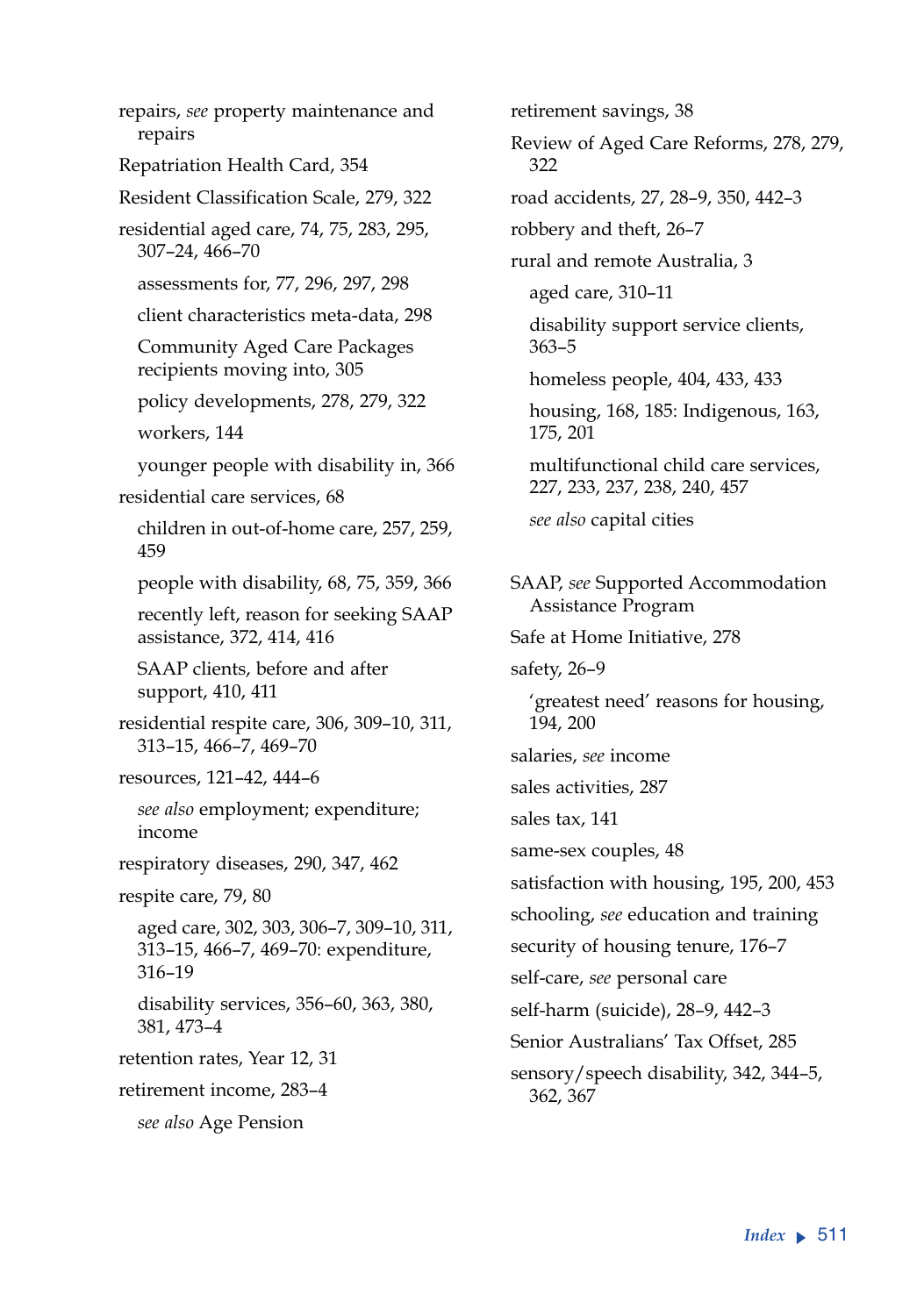repairs, *see* property maintenance and repairs

Repatriation Health Card, 354

Resident Classification Scale, 279, 322

residential aged care, 74, 75, 283, 295, 307–24, 466–70

  assessments for, 77, 296, 297, 298

  client characteristics meta-data, 298

  Community Aged Care Packages recipients moving into, 305

  policy developments, 278, 279, 322

  workers, 144

  younger people with disability in, 366

residential care services, 68

  children in out-of-home care, 257, 259, 459

  people with disability, 68, 75, 359, 366

  recently left, reason for seeking SAAP assistance, 372, 414, 416

  SAAP clients, before and after support, 410, 411

residential respite care, 306, 309–10, 311, 313–15, 466–7, 469–70

resources, 121–42, 444–6

  *see also* employment; expenditure; income

respiratory diseases, 290, 347, 462

respite care, 79, 80

  aged care, 302, 303, 306–7, 309–10, 311, 313–15, 466–7, 469–70: expenditure, 316–19

  disability services, 356–60, 363, 380, 381, 473–4

retention rates, Year 12, 31

retirement income, 283–4

  *see also* Age Pension

retirement savings, 38

Review of Aged Care Reforms, 278, 279, 322

road accidents, 27, 28–9, 350, 442–3

robbery and theft, 26–7

rural and remote Australia, 3

  aged care, 310–11

  disability support service clients, 363–5

  homeless people, 404, 433, 433

  housing, 168, 185: Indigenous, 163, 175, 201

  multifunctional child care services, 227, 233, 237, 238, 240, 457

  *see also* capital cities

SAAP, *see* Supported Accommodation Assistance Program

Safe at Home Initiative, 278

safety, 26–9

  'greatest need' reasons for housing, 194, 200

salaries, *see* income

sales activities, 287

sales tax, 141

same-sex couples, 48

satisfaction with housing, 195, 200, 453

schooling, *see* education and training

security of housing tenure, 176–7

self-care, *see* personal care

self-harm (suicide), 28–9, 442–3

Senior Australians' Tax Offset, 285

sensory/speech disability, 342, 344–5, 362, 367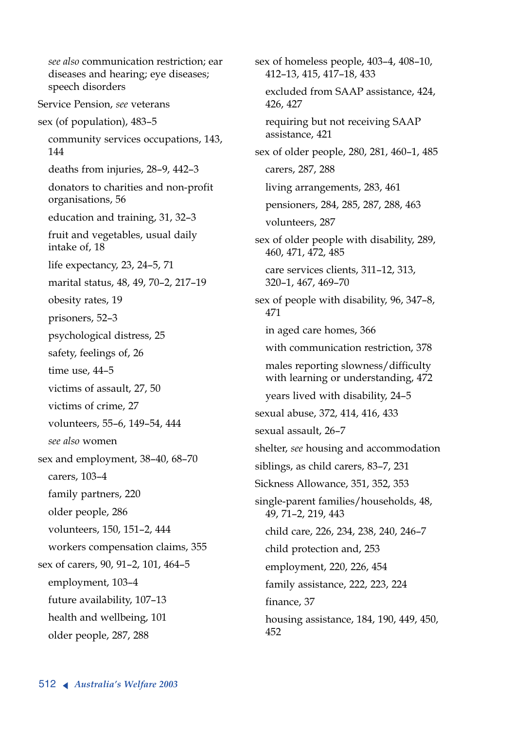*see also* communication restriction; ear diseases and hearing; eye diseases; speech disorders

Service Pension, *see* veterans

sex (of population), 483–5

- community services occupations, 143, 144
- deaths from injuries, 28–9, 442–3
- donators to charities and non-profit organisations, 56
- education and training, 31, 32–3
- fruit and vegetables, usual daily intake of, 18
- life expectancy, 23, 24–5, 71
- marital status, 48, 49, 70–2, 217–19
- obesity rates, 19
- prisoners, 52–3
- psychological distress, 25
- safety, feelings of, 26
- time use, 44–5
- victims of assault, 27, 50
- victims of crime, 27
- volunteers, 55–6, 149–54, 444
- *see also* women

sex and employment, 38–40, 68–70

- carers, 103–4
- family partners, 220
- older people, 286
- volunteers, 150, 151–2, 444
- workers compensation claims, 355

sex of carers, 90, 91–2, 101, 464–5

- employment, 103–4
- future availability, 107–13
- health and wellbeing, 101
- older people, 287, 288

sex of homeless people, 403–4, 408–10, 412–13, 415, 417–18, 433

- excluded from SAAP assistance, 424, 426, 427
- requiring but not receiving SAAP assistance, 421

sex of older people, 280, 281, 460–1, 485

- carers, 287, 288
- living arrangements, 283, 461
- pensioners, 284, 285, 287, 288, 463
- volunteers, 287

sex of older people with disability, 289, 460, 471, 472, 485

- care services clients, 311–12, 313, 320–1, 467, 469–70

sex of people with disability, 96, 347–8, 471

- in aged care homes, 366
- with communication restriction, 378
- males reporting slowness/difficulty with learning or understanding, 472
- years lived with disability, 24–5

sexual abuse, 372, 414, 416, 433

sexual assault, 26–7

shelter, *see* housing and accommodation

siblings, as child carers, 83–7, 231

Sickness Allowance, 351, 352, 353

single-parent families/households, 48, 49, 71–2, 219, 443

- child care, 226, 234, 238, 240, 246–7
- child protection and, 253
- employment, 220, 226, 454
- family assistance, 222, 223, 224
- finance, 37
- housing assistance, 184, 190, 449, 450, 452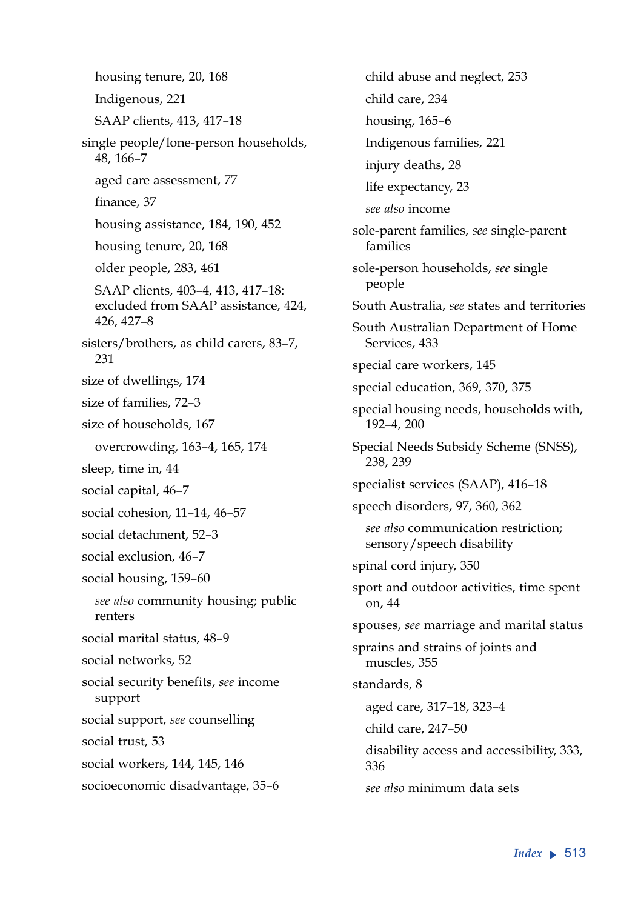housing tenure, 20, 168

Indigenous, 221

SAAP clients, 413, 417–18

single people/lone-person households, 48, 166–7

aged care assessment, 77

finance, 37

housing assistance, 184, 190, 452

housing tenure, 20, 168

older people, 283, 461

SAAP clients, 403–4, 413, 417–18: excluded from SAAP assistance, 424, 426, 427–8

sisters/brothers, as child carers, 83–7, 231

size of dwellings, 174

size of families, 72–3

size of households, 167

overcrowding, 163–4, 165, 174

sleep, time in, 44

social capital, 46–7

social cohesion, 11–14, 46–57

social detachment, 52–3

social exclusion, 46–7

social housing, 159–60

*see also* community housing; public renters

social marital status, 48–9

social networks, 52

social security benefits, *see* income support

social support, *see* counselling

social trust, 53

social workers, 144, 145, 146

socioeconomic disadvantage, 35–6

child abuse and neglect, 253

child care, 234

housing, 165–6

Indigenous families, 221

injury deaths, 28

life expectancy, 23

*see also* income

sole-parent families, *see* single-parent families

sole-person households, *see* single people

South Australia, *see* states and territories

South Australian Department of Home Services, 433

special care workers, 145

special education, 369, 370, 375

special housing needs, households with, 192–4, 200

Special Needs Subsidy Scheme (SNSS), 238, 239

specialist services (SAAP), 416–18

speech disorders, 97, 360, 362

*see also* communication restriction; sensory/speech disability

spinal cord injury, 350

sport and outdoor activities, time spent on, 44

spouses, *see* marriage and marital status

sprains and strains of joints and muscles, 355

standards, 8

aged care, 317–18, 323–4

child care, 247–50

disability access and accessibility, 333, 336

*see also* minimum data sets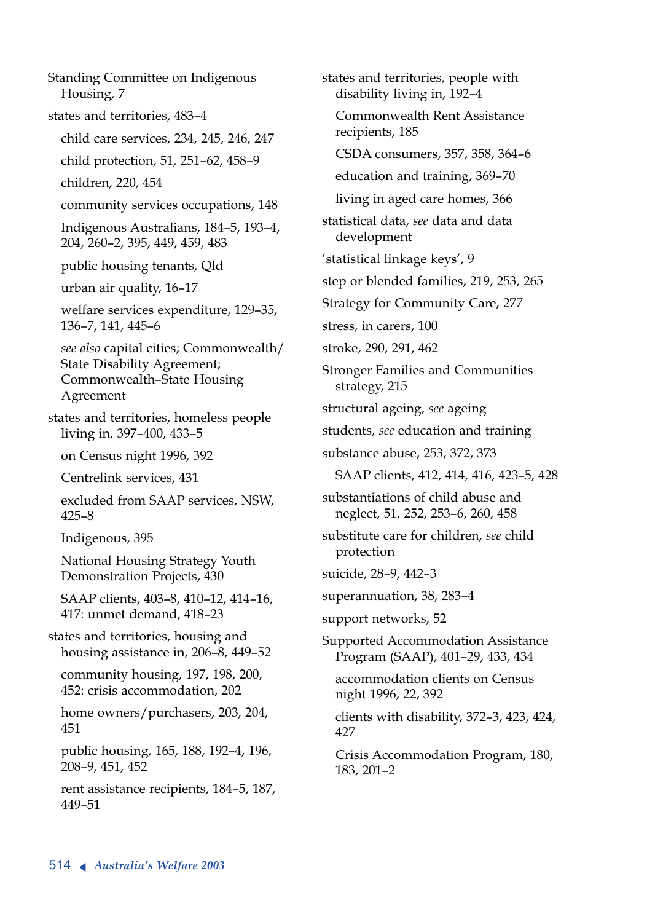Standing Committee on Indigenous Housing, 7

states and territories, 483–4

- child care services, 234, 245, 246, 247
- child protection, 51, 251–62, 458–9
- children, 220, 454
- community services occupations, 148
- Indigenous Australians, 184–5, 193–4, 204, 260–2, 395, 449, 459, 483
- public housing tenants, Qld
- urban air quality, 16–17
- welfare services expenditure, 129–35, 136–7, 141, 445–6
- *see also* capital cities; Commonwealth/State Disability Agreement; Commonwealth–State Housing Agreement

states and territories, homeless people living in, 397–400, 433–5

- on Census night 1996, 392
- Centrelink services, 431
- excluded from SAAP services, NSW, 425–8
- Indigenous, 395
- National Housing Strategy Youth Demonstration Projects, 430
- SAAP clients, 403–8, 410–12, 414–16, 417: unmet demand, 418–23

states and territories, housing and housing assistance in, 206–8, 449–52

- community housing, 197, 198, 200, 452: crisis accommodation, 202
- home owners/purchasers, 203, 204, 451
- public housing, 165, 188, 192–4, 196, 208–9, 451, 452
- rent assistance recipients, 184–5, 187, 449–51

states and territories, people with disability living in, 192–4

- Commonwealth Rent Assistance recipients, 185
- CSDA consumers, 357, 358, 364–6
- education and training, 369–70
- living in aged care homes, 366

statistical data, *see* data and data development

'statistical linkage keys', 9

step or blended families, 219, 253, 265

Strategy for Community Care, 277

stress, in carers, 100

stroke, 290, 291, 462

Stronger Families and Communities strategy, 215

structural ageing, *see* ageing

students, *see* education and training

substance abuse, 253, 372, 373

- SAAP clients, 412, 414, 416, 423–5, 428

substantiations of child abuse and neglect, 51, 252, 253–6, 260, 458

substitute care for children, *see* child protection

suicide, 28–9, 442–3

superannuation, 38, 283–4

support networks, 52

Supported Accommodation Assistance Program (SAAP), 401–29, 433, 434

- accommodation clients on Census night 1996, 22, 392
- clients with disability, 372–3, 423, 424, 427
- Crisis Accommodation Program, 180, 183, 201–2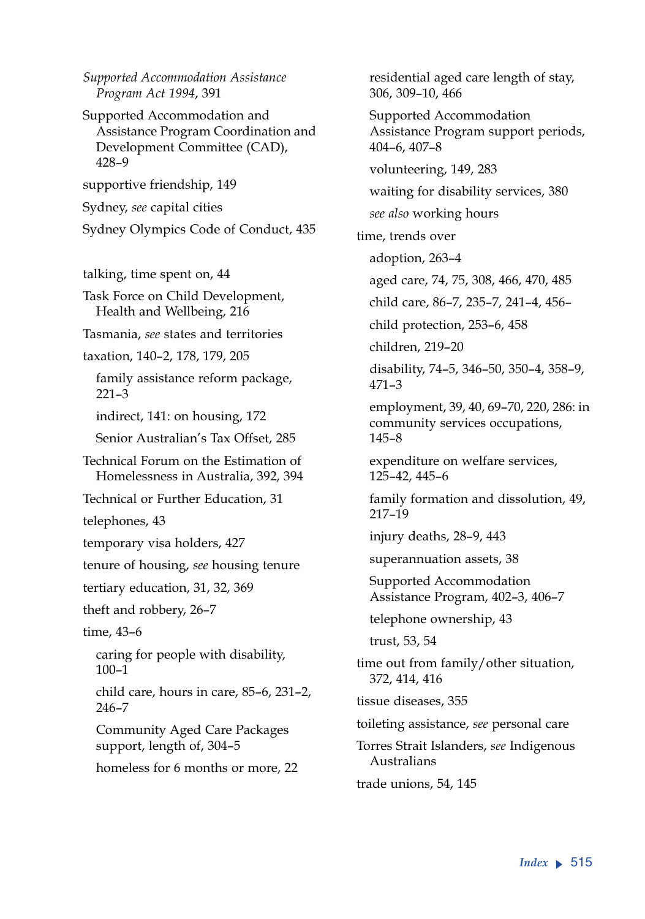*Supported Accommodation Assistance Program Act 1994*, 391

Supported Accommodation and Assistance Program Coordination and Development Committee (CAD), 428–9

supportive friendship, 149

Sydney, *see* capital cities

Sydney Olympics Code of Conduct, 435

talking, time spent on, 44

Task Force on Child Development, Health and Wellbeing, 216

Tasmania, *see* states and territories

taxation, 140–2, 178, 179, 205

- family assistance reform package, 221–3
- indirect, 141: on housing, 172
- Senior Australian's Tax Offset, 285

Technical Forum on the Estimation of Homelessness in Australia, 392, 394

Technical or Further Education, 31

telephones, 43

temporary visa holders, 427

tenure of housing, *see* housing tenure

tertiary education, 31, 32, 369

theft and robbery, 26–7

time, 43–6

- caring for people with disability, 100–1
- child care, hours in care, 85–6, 231–2, 246–7
- Community Aged Care Packages support, length of, 304–5
- homeless for 6 months or more, 22
- residential aged care length of stay, 306, 309–10, 466
- Supported Accommodation Assistance Program support periods, 404–6, 407–8
- volunteering, 149, 283
- waiting for disability services, 380
- *see also* working hours

time, trends over

- adoption, 263–4
- aged care, 74, 75, 308, 466, 470, 485
- child care, 86–7, 235–7, 241–4, 456–
- child protection, 253–6, 458
- children, 219–20
- disability, 74–5, 346–50, 350–4, 358–9, 471–3
- employment, 39, 40, 69–70, 220, 286: in community services occupations, 145–8
- expenditure on welfare services, 125–42, 445–6
- family formation and dissolution, 49, 217–19
- injury deaths, 28–9, 443
- superannuation assets, 38
- Supported Accommodation Assistance Program, 402–3, 406–7
- telephone ownership, 43
- trust, 53, 54

time out from family/other situation, 372, 414, 416

tissue diseases, 355

toileting assistance, *see* personal care

Torres Strait Islanders, *see* Indigenous Australians

trade unions, 54, 145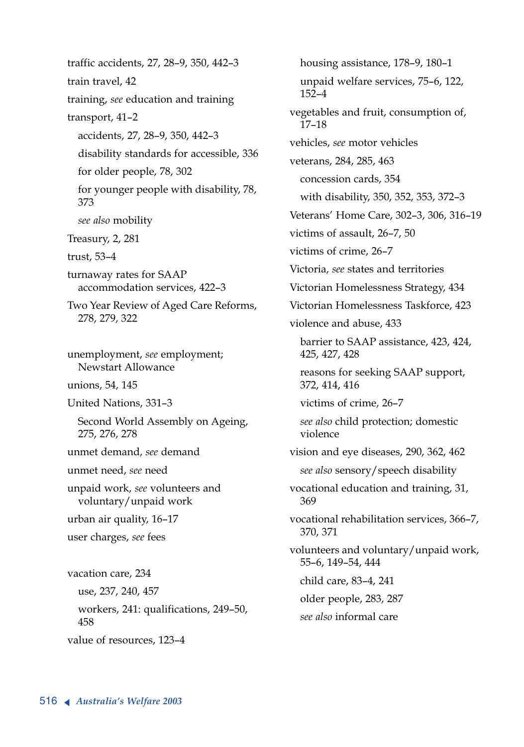traffic accidents, 27, 28–9, 350, 442–3

train travel, 42

training, *see* education and training

transport, 41–2

  accidents, 27, 28–9, 350, 442–3

  disability standards for accessible, 336

  for older people, 78, 302

  for younger people with disability, 78, 373

  *see also* mobility

Treasury, 2, 281

trust, 53–4

turnaway rates for SAAP accommodation services, 422–3

Two Year Review of Aged Care Reforms, 278, 279, 322

unemployment, *see* employment; Newstart Allowance

unions, 54, 145

United Nations, 331–3

  Second World Assembly on Ageing, 275, 276, 278

unmet demand, *see* demand

unmet need, *see* need

unpaid work, *see* volunteers and voluntary/unpaid work

urban air quality, 16–17

user charges, *see* fees

vacation care, 234

  use, 237, 240, 457

  workers, 241: qualifications, 249–50, 458

value of resources, 123–4

  housing assistance, 178–9, 180–1

  unpaid welfare services, 75–6, 122, 152–4

vegetables and fruit, consumption of, 17–18

vehicles, *see* motor vehicles

veterans, 284, 285, 463

  concession cards, 354

  with disability, 350, 352, 353, 372–3

Veterans' Home Care, 302–3, 306, 316–19

victims of assault, 26–7, 50

victims of crime, 26–7

Victoria, *see* states and territories

Victorian Homelessness Strategy, 434

Victorian Homelessness Taskforce, 423

violence and abuse, 433

  barrier to SAAP assistance, 423, 424, 425, 427, 428

  reasons for seeking SAAP support, 372, 414, 416

  victims of crime, 26–7

  *see also* child protection; domestic violence

vision and eye diseases, 290, 362, 462

  *see also* sensory/speech disability

vocational education and training, 31, 369

vocational rehabilitation services, 366–7, 370, 371

volunteers and voluntary/unpaid work, 55–6, 149–54, 444

  child care, 83–4, 241

  older people, 283, 287

  *see also* informal care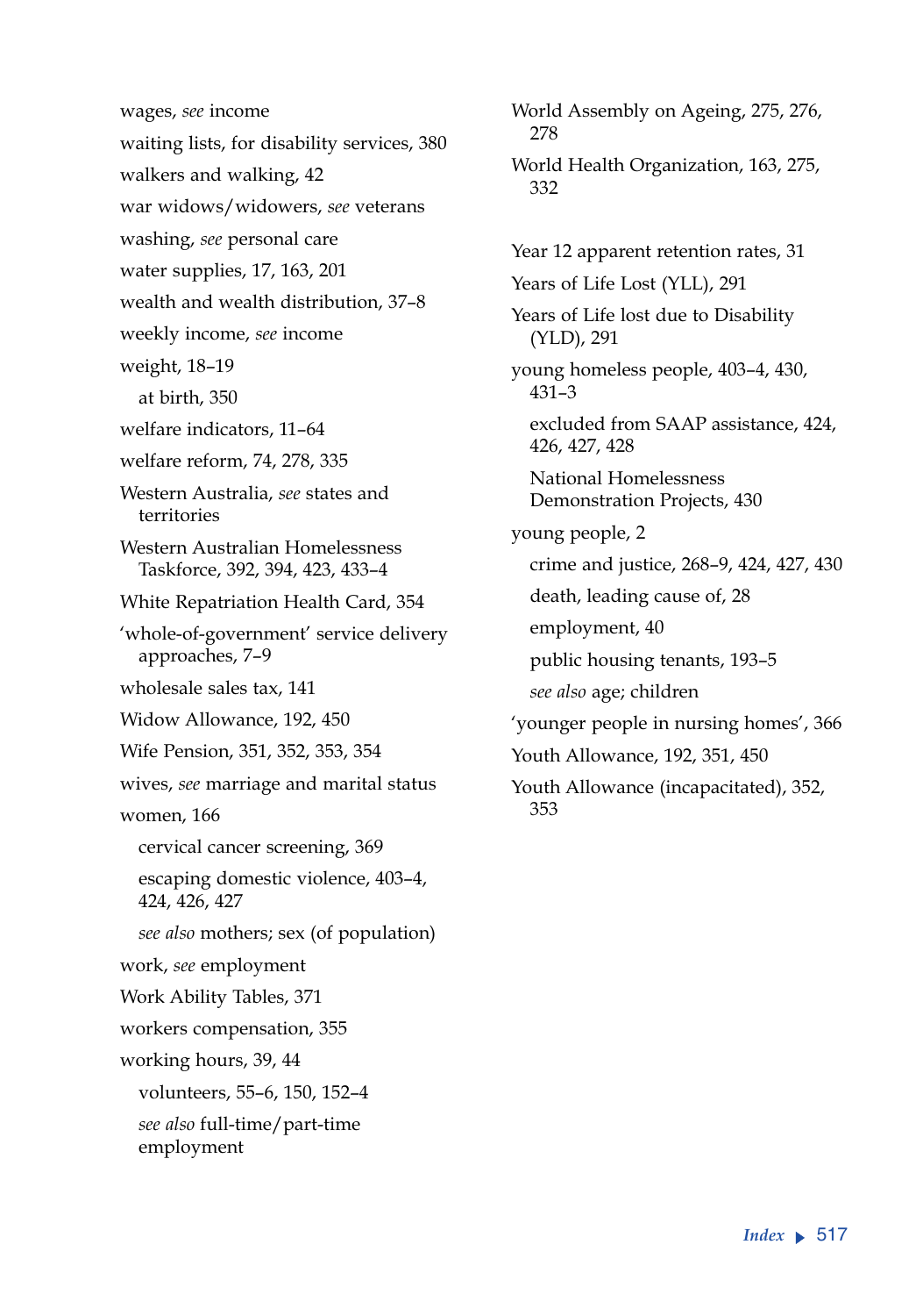wages, *see* income

waiting lists, for disability services, 380

walkers and walking, 42

war widows/widowers, *see* veterans

washing, *see* personal care

water supplies, 17, 163, 201

wealth and wealth distribution, 37–8

weekly income, *see* income

weight, 18–19

  at birth, 350

welfare indicators, 11–64

welfare reform, 74, 278, 335

Western Australia, *see* states and territories

Western Australian Homelessness Taskforce, 392, 394, 423, 433–4

White Repatriation Health Card, 354

'whole-of-government' service delivery approaches, 7–9

wholesale sales tax, 141

Widow Allowance, 192, 450

Wife Pension, 351, 352, 353, 354

wives, *see* marriage and marital status

women, 166

  cervical cancer screening, 369

  escaping domestic violence, 403–4, 424, 426, 427

  *see also* mothers; sex (of population)

work, *see* employment

Work Ability Tables, 371

workers compensation, 355

working hours, 39, 44

  volunteers, 55–6, 150, 152–4

  *see also* full-time/part-time employment

World Assembly on Ageing, 275, 276, 278

World Health Organization, 163, 275, 332

Year 12 apparent retention rates, 31

Years of Life Lost (YLL), 291

Years of Life lost due to Disability (YLD), 291

young homeless people, 403–4, 430, 431–3

  excluded from SAAP assistance, 424, 426, 427, 428

  National Homelessness Demonstration Projects, 430

young people, 2

  crime and justice, 268–9, 424, 427, 430

  death, leading cause of, 28

  employment, 40

  public housing tenants, 193–5

  *see also* age; children

'younger people in nursing homes', 366

Youth Allowance, 192, 351, 450

Youth Allowance (incapacitated), 352, 353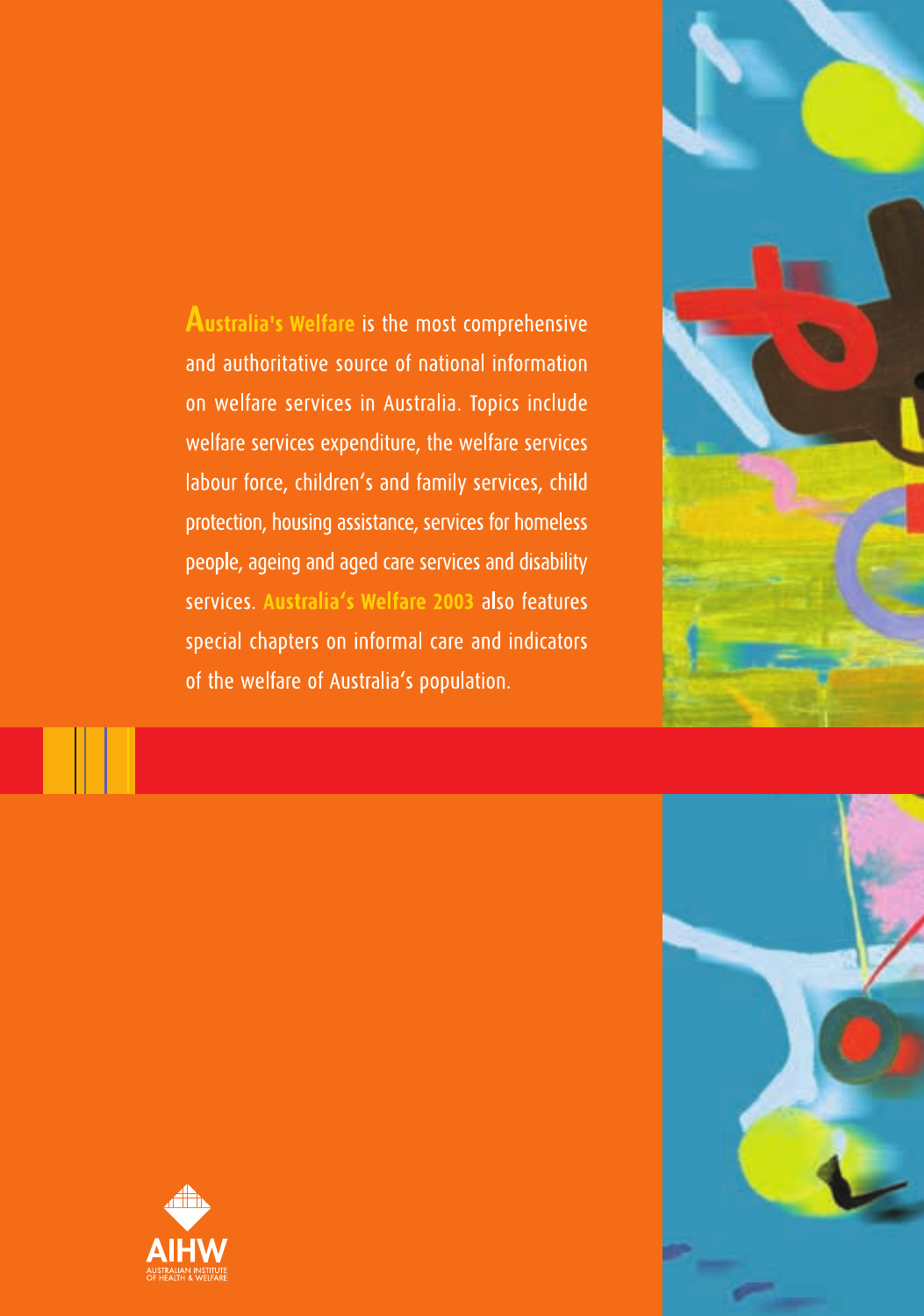**Australia's Welfare** is the most comprehensive and authoritative source of national information on welfare services in Australia. Topics include welfare services expenditure, the welfare services labour force, children's and family services, child protection, housing assistance, services for homeless people, ageing and aged care services and disability services. **Australia's Welfare 2003** also features special chapters on informal care and indicators of the welfare of Australia's population.

AIHW
AUSTRALIAN INSTITUTE
OF HEALTH & WELFARE